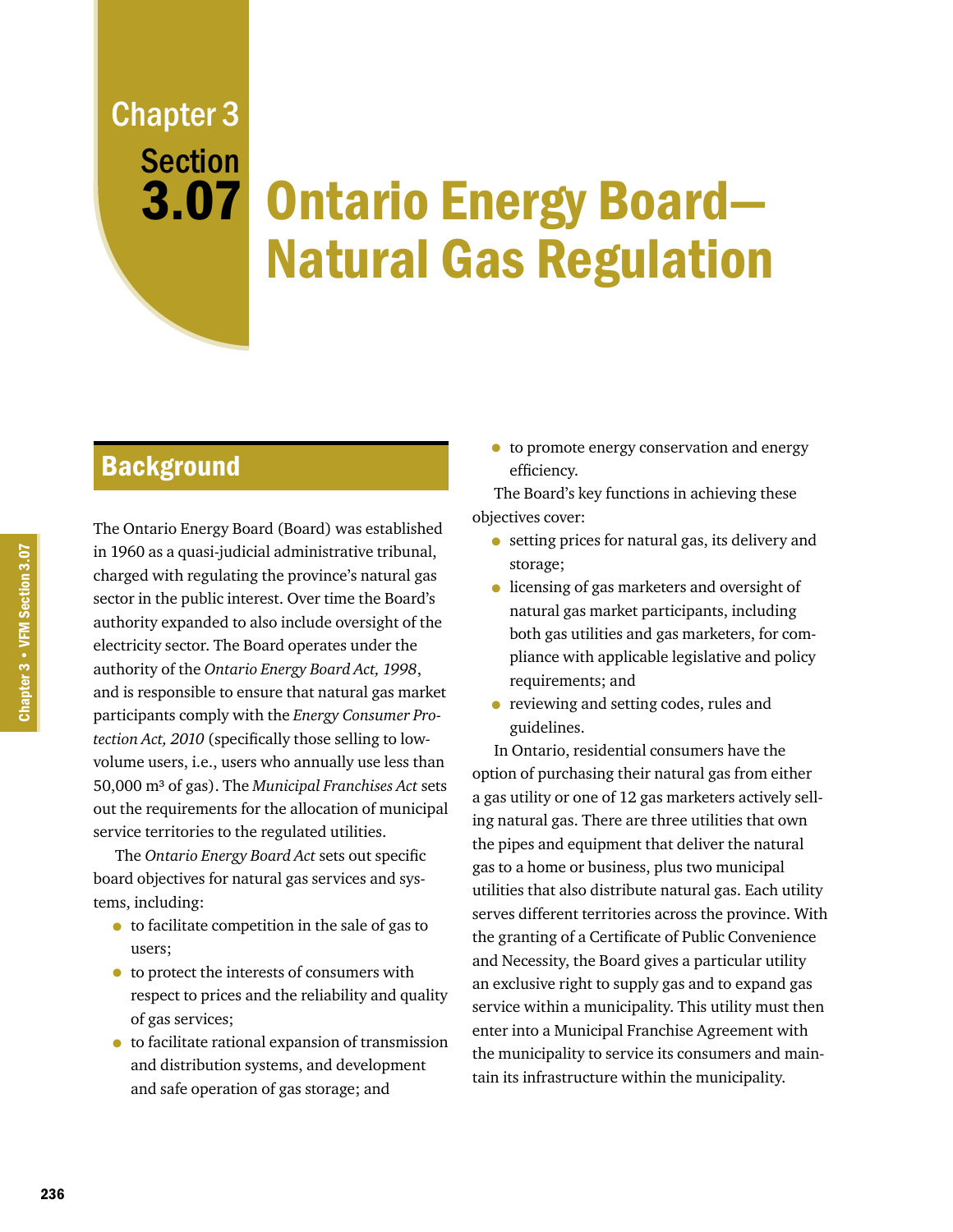# Chapter 3 Section 3.07 Ontario Energy Board—Natural Gas Regulation

## Background

The Ontario Energy Board (Board) was established in 1960 as a quasi-judicial administrative tribunal, charged with regulating the province's natural gas sector in the public interest. Over time the Board's authority expanded to also include oversight of the electricity sector. The Board operates under the authority of the *Ontario Energy Board Act, 1998*, and is responsible to ensure that natural gas market participants comply with the *Energy Consumer Protection Act, 2010* (specifically those selling to low-volume users, i.e., users who annually use less than 50,000 m³ of gas). The *Municipal Franchises Act* sets out the requirements for the allocation of municipal service territories to the regulated utilities.

The *Ontario Energy Board Act* sets out specific board objectives for natural gas services and systems, including:

- to facilitate competition in the sale of gas to users;
- to protect the interests of consumers with respect to prices and the reliability and quality of gas services;
- to facilitate rational expansion of transmission and distribution systems, and development and safe operation of gas storage; and
- to promote energy conservation and energy efficiency.

The Board's key functions in achieving these objectives cover:

- setting prices for natural gas, its delivery and storage;
- licensing of gas marketers and oversight of natural gas market participants, including both gas utilities and gas marketers, for compliance with applicable legislative and policy requirements; and
- reviewing and setting codes, rules and guidelines.

In Ontario, residential consumers have the option of purchasing their natural gas from either a gas utility or one of 12 gas marketers actively selling natural gas. There are three utilities that own the pipes and equipment that deliver the natural gas to a home or business, plus two municipal utilities that also distribute natural gas. Each utility serves different territories across the province. With the granting of a Certificate of Public Convenience and Necessity, the Board gives a particular utility an exclusive right to supply gas and to expand gas service within a municipality. This utility must then enter into a Municipal Franchise Agreement with the municipality to service its consumers and maintain its infrastructure within the municipality.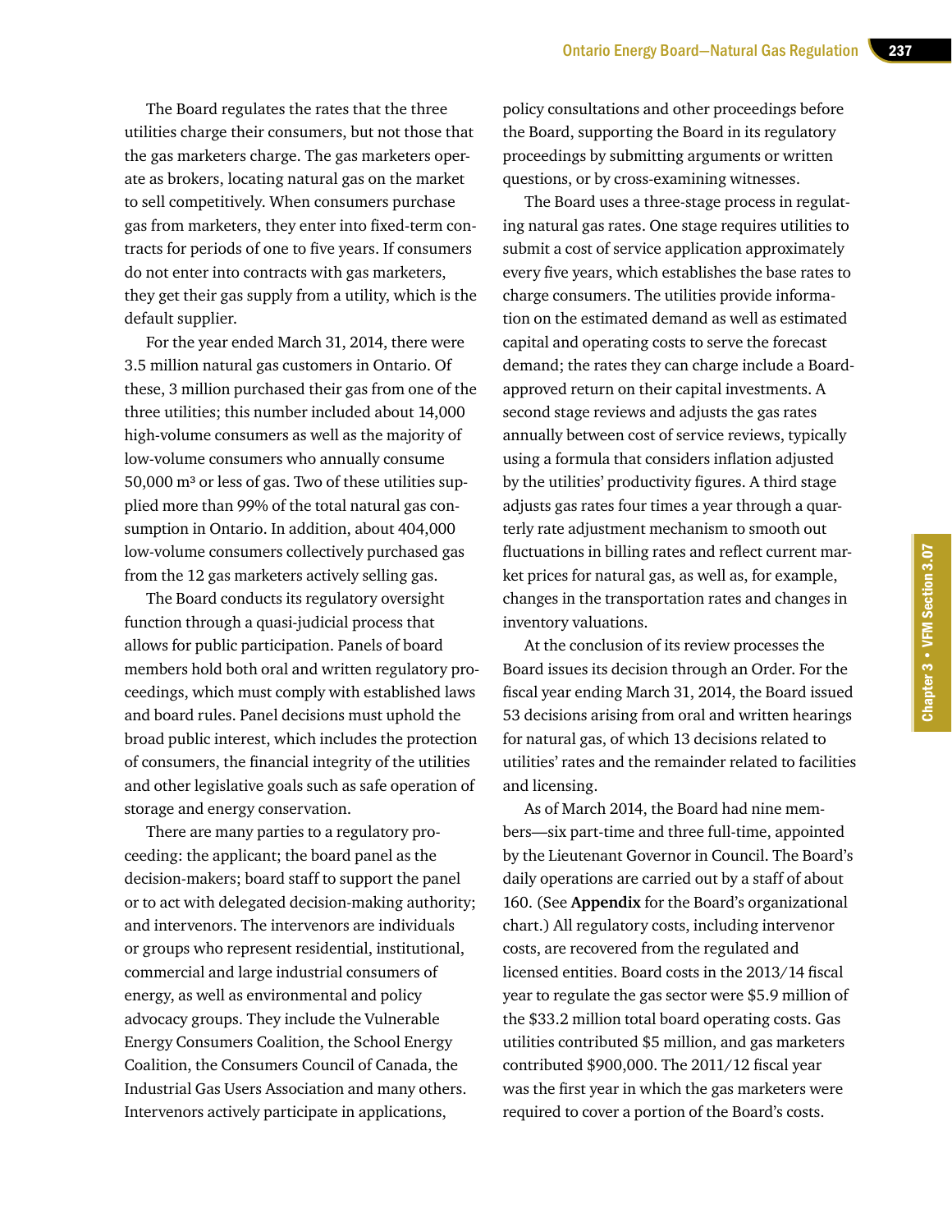The Board regulates the rates that the three utilities charge their consumers, but not those that the gas marketers charge. The gas marketers operate as brokers, locating natural gas on the market to sell competitively. When consumers purchase gas from marketers, they enter into fixed-term contracts for periods of one to five years. If consumers do not enter into contracts with gas marketers, they get their gas supply from a utility, which is the default supplier.

For the year ended March 31, 2014, there were 3.5 million natural gas customers in Ontario. Of these, 3 million purchased their gas from one of the three utilities; this number included about 14,000 high-volume consumers as well as the majority of low-volume consumers who annually consume 50,000 m³ or less of gas. Two of these utilities supplied more than 99% of the total natural gas consumption in Ontario. In addition, about 404,000 low-volume consumers collectively purchased gas from the 12 gas marketers actively selling gas.

The Board conducts its regulatory oversight function through a quasi-judicial process that allows for public participation. Panels of board members hold both oral and written regulatory proceedings, which must comply with established laws and board rules. Panel decisions must uphold the broad public interest, which includes the protection of consumers, the financial integrity of the utilities and other legislative goals such as safe operation of storage and energy conservation.

There are many parties to a regulatory proceeding: the applicant; the board panel as the decision-makers; board staff to support the panel or to act with delegated decision-making authority; and intervenors. The intervenors are individuals or groups who represent residential, institutional, commercial and large industrial consumers of energy, as well as environmental and policy advocacy groups. They include the Vulnerable Energy Consumers Coalition, the School Energy Coalition, the Consumers Council of Canada, the Industrial Gas Users Association and many others. Intervenors actively participate in applications, policy consultations and other proceedings before the Board, supporting the Board in its regulatory proceedings by submitting arguments or written questions, or by cross-examining witnesses.

The Board uses a three-stage process in regulating natural gas rates. One stage requires utilities to submit a cost of service application approximately every five years, which establishes the base rates to charge consumers. The utilities provide information on the estimated demand as well as estimated capital and operating costs to serve the forecast demand; the rates they can charge include a Board-approved return on their capital investments. A second stage reviews and adjusts the gas rates annually between cost of service reviews, typically using a formula that considers inflation adjusted by the utilities' productivity figures. A third stage adjusts gas rates four times a year through a quarterly rate adjustment mechanism to smooth out fluctuations in billing rates and reflect current market prices for natural gas, as well as, for example, changes in the transportation rates and changes in inventory valuations.

At the conclusion of its review processes the Board issues its decision through an Order. For the fiscal year ending March 31, 2014, the Board issued 53 decisions arising from oral and written hearings for natural gas, of which 13 decisions related to utilities' rates and the remainder related to facilities and licensing.

As of March 2014, the Board had nine members—six part-time and three full-time, appointed by the Lieutenant Governor in Council. The Board's daily operations are carried out by a staff of about 160. (See **Appendix** for the Board's organizational chart.) All regulatory costs, including intervenor costs, are recovered from the regulated and licensed entities. Board costs in the 2013/14 fiscal year to regulate the gas sector were $5.9 million of the $33.2 million total board operating costs. Gas utilities contributed $5 million, and gas marketers contributed $900,000. The 2011/12 fiscal year was the first year in which the gas marketers were required to cover a portion of the Board's costs.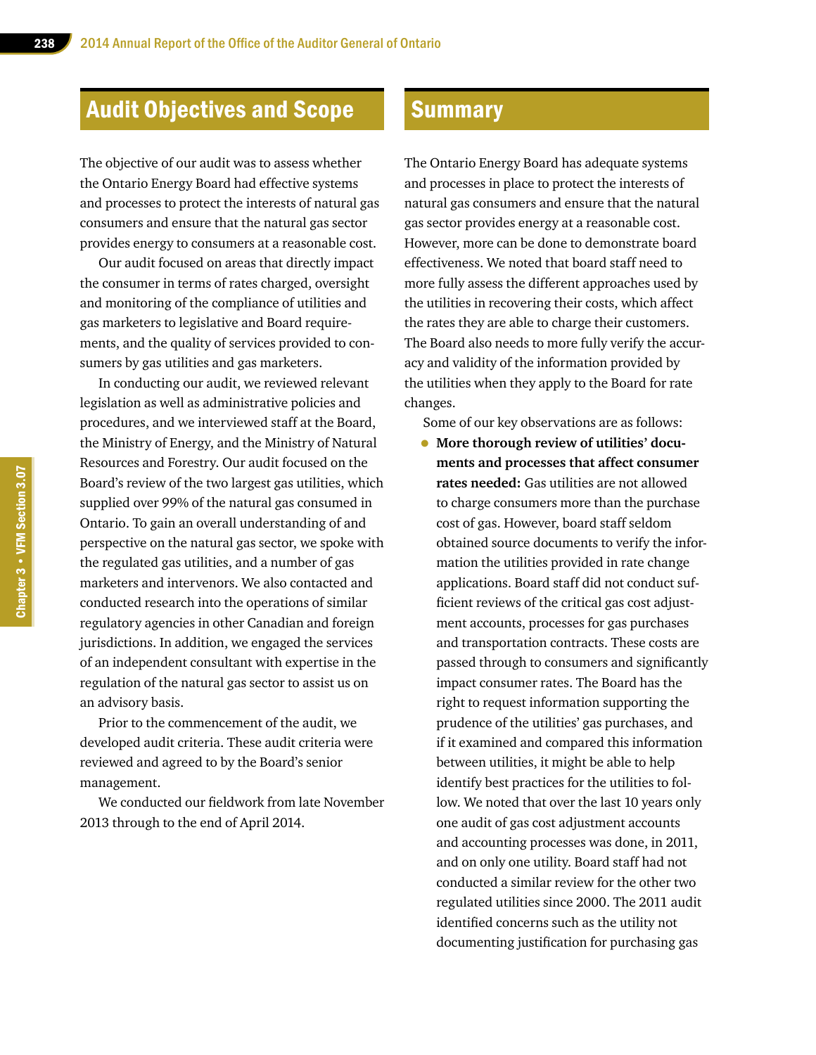## Audit Objectives and Scope

The objective of our audit was to assess whether the Ontario Energy Board had effective systems and processes to protect the interests of natural gas consumers and ensure that the natural gas sector provides energy to consumers at a reasonable cost.

Our audit focused on areas that directly impact the consumer in terms of rates charged, oversight and monitoring of the compliance of utilities and gas marketers to legislative and Board requirements, and the quality of services provided to consumers by gas utilities and gas marketers.

In conducting our audit, we reviewed relevant legislation as well as administrative policies and procedures, and we interviewed staff at the Board, the Ministry of Energy, and the Ministry of Natural Resources and Forestry. Our audit focused on the Board's review of the two largest gas utilities, which supplied over 99% of the natural gas consumed in Ontario. To gain an overall understanding of and perspective on the natural gas sector, we spoke with the regulated gas utilities, and a number of gas marketers and intervenors. We also contacted and conducted research into the operations of similar regulatory agencies in other Canadian and foreign jurisdictions. In addition, we engaged the services of an independent consultant with expertise in the regulation of the natural gas sector to assist us on an advisory basis.

Prior to the commencement of the audit, we developed audit criteria. These audit criteria were reviewed and agreed to by the Board's senior management.

We conducted our fieldwork from late November 2013 through to the end of April 2014.

## Summary

The Ontario Energy Board has adequate systems and processes in place to protect the interests of natural gas consumers and ensure that the natural gas sector provides energy at a reasonable cost. However, more can be done to demonstrate board effectiveness. We noted that board staff need to more fully assess the different approaches used by the utilities in recovering their costs, which affect the rates they are able to charge their customers. The Board also needs to more fully verify the accuracy and validity of the information provided by the utilities when they apply to the Board for rate changes.

Some of our key observations are as follows:

- **More thorough review of utilities' documents and processes that affect consumer rates needed:** Gas utilities are not allowed to charge consumers more than the purchase cost of gas. However, board staff seldom obtained source documents to verify the information the utilities provided in rate change applications. Board staff did not conduct sufficient reviews of the critical gas cost adjustment accounts, processes for gas purchases and transportation contracts. These costs are passed through to consumers and significantly impact consumer rates. The Board has the right to request information supporting the prudence of the utilities' gas purchases, and if it examined and compared this information between utilities, it might be able to help identify best practices for the utilities to follow. We noted that over the last 10 years only one audit of gas cost adjustment accounts and accounting processes was done, in 2011, and on only one utility. Board staff had not conducted a similar review for the other two regulated utilities since 2000. The 2011 audit identified concerns such as the utility not documenting justification for purchasing gas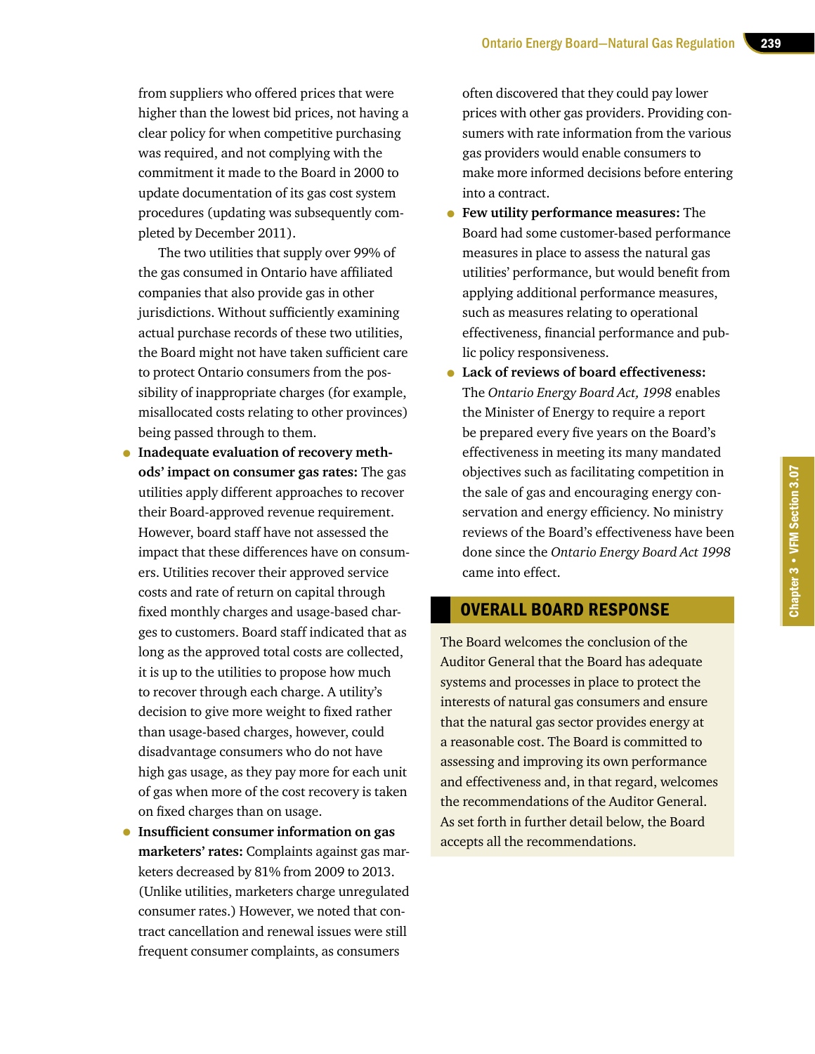from suppliers who offered prices that were higher than the lowest bid prices, not having a clear policy for when competitive purchasing was required, and not complying with the commitment it made to the Board in 2000 to update documentation of its gas cost system procedures (updating was subsequently completed by December 2011).

The two utilities that supply over 99% of the gas consumed in Ontario have affiliated companies that also provide gas in other jurisdictions. Without sufficiently examining actual purchase records of these two utilities, the Board might not have taken sufficient care to protect Ontario consumers from the possibility of inappropriate charges (for example, misallocated costs relating to other provinces) being passed through to them.

- **Inadequate evaluation of recovery methods' impact on consumer gas rates:** The gas utilities apply different approaches to recover their Board-approved revenue requirement. However, board staff have not assessed the impact that these differences have on consumers. Utilities recover their approved service costs and rate of return on capital through fixed monthly charges and usage-based charges to customers. Board staff indicated that as long as the approved total costs are collected, it is up to the utilities to propose how much to recover through each charge. A utility's decision to give more weight to fixed rather than usage-based charges, however, could disadvantage consumers who do not have high gas usage, as they pay more for each unit of gas when more of the cost recovery is taken on fixed charges than on usage.
- **Insufficient consumer information on gas marketers' rates:** Complaints against gas marketers decreased by 81% from 2009 to 2013. (Unlike utilities, marketers charge unregulated consumer rates.) However, we noted that contract cancellation and renewal issues were still frequent consumer complaints, as consumers often discovered that they could pay lower prices with other gas providers. Providing consumers with rate information from the various gas providers would enable consumers to make more informed decisions before entering into a contract.
- **Few utility performance measures:** The Board had some customer-based performance measures in place to assess the natural gas utilities' performance, but would benefit from applying additional performance measures, such as measures relating to operational effectiveness, financial performance and public policy responsiveness.
- **Lack of reviews of board effectiveness:** The *Ontario Energy Board Act, 1998* enables the Minister of Energy to require a report be prepared every five years on the Board's effectiveness in meeting its many mandated objectives such as facilitating competition in the sale of gas and encouraging energy conservation and energy efficiency. No ministry reviews of the Board's effectiveness have been done since the *Ontario Energy Board Act 1998* came into effect.

## OVERALL BOARD RESPONSE

The Board welcomes the conclusion of the Auditor General that the Board has adequate systems and processes in place to protect the interests of natural gas consumers and ensure that the natural gas sector provides energy at a reasonable cost. The Board is committed to assessing and improving its own performance and effectiveness and, in that regard, welcomes the recommendations of the Auditor General. As set forth in further detail below, the Board accepts all the recommendations.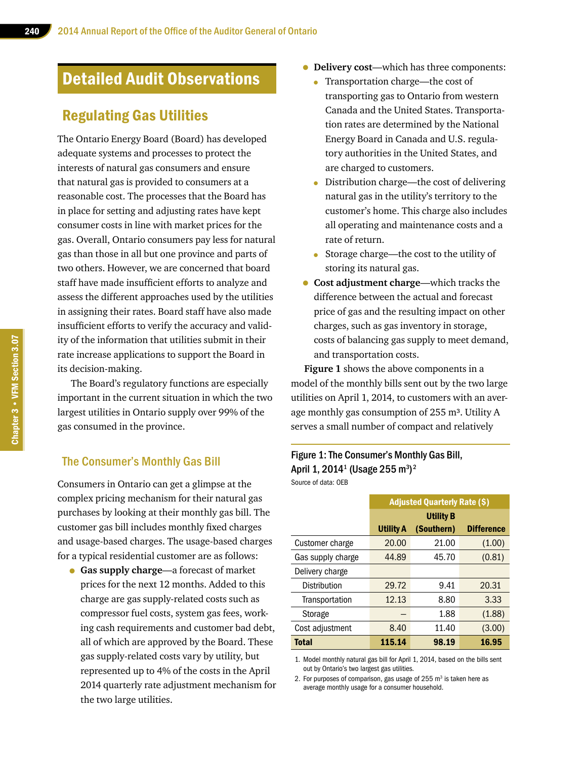# Detailed Audit Observations

## Regulating Gas Utilities

The Ontario Energy Board (Board) has developed adequate systems and processes to protect the interests of natural gas consumers and ensure that natural gas is provided to consumers at a reasonable cost. The processes that the Board has in place for setting and adjusting rates have kept consumer costs in line with market prices for the gas. Overall, Ontario consumers pay less for natural gas than those in all but one province and parts of two others. However, we are concerned that board staff have made insufficient efforts to analyze and assess the different approaches used by the utilities in assigning their rates. Board staff have also made insufficient efforts to verify the accuracy and validity of the information that utilities submit in their rate increase applications to support the Board in its decision-making.

The Board's regulatory functions are especially important in the current situation in which the two largest utilities in Ontario supply over 99% of the gas consumed in the province.

### The Consumer's Monthly Gas Bill

Consumers in Ontario can get a glimpse at the complex pricing mechanism for their natural gas purchases by looking at their monthly gas bill. The customer gas bill includes monthly fixed charges and usage-based charges. The usage-based charges for a typical residential customer are as follows:

- **Gas supply charge**—a forecast of market prices for the next 12 months. Added to this charge are gas supply-related costs such as compressor fuel costs, system gas fees, working cash requirements and customer bad debt, all of which are approved by the Board. These gas supply-related costs vary by utility, but represented up to 4% of the costs in the April 2014 quarterly rate adjustment mechanism for the two large utilities.
- **Delivery cost**—which has three components:
  - Transportation charge—the cost of transporting gas to Ontario from western Canada and the United States. Transportation rates are determined by the National Energy Board in Canada and U.S. regulatory authorities in the United States, and are charged to customers.
  - Distribution charge—the cost of delivering natural gas in the utility's territory to the customer's home. This charge also includes all operating and maintenance costs and a rate of return.
  - Storage charge—the cost to the utility of storing its natural gas.
- **Cost adjustment charge**—which tracks the difference between the actual and forecast price of gas and the resulting impact on other charges, such as gas inventory in storage, costs of balancing gas supply to meet demand, and transportation costs.

**Figure 1** shows the above components in a model of the monthly bills sent out by the two large utilities on April 1, 2014, to customers with an average monthly gas consumption of 255 m³. Utility A serves a small number of compact and relatively

**Figure 1: The Consumer's Monthly Gas Bill, April 1, 2014[1] (Usage 255 m³)[2]**

Source of data: OEB

| | Adjusted Quarterly Rate ($) | | |
|---|---|---|---|
| | Utility A | Utility B (Southern) | Difference |
| Customer charge | 20.00 | 21.00 | (1.00) |
| Gas supply charge | 44.89 | 45.70 | (0.81) |
| Delivery charge | | | |
| Distribution | 29.72 | 9.41 | 20.31 |
| Transportation | 12.13 | 8.80 | 3.33 |
| Storage | – | 1.88 | (1.88) |
| Cost adjustment | 8.40 | 11.40 | (3.00) |
| **Total** | **115.14** | **98.19** | **16.95** |

1. Model monthly natural gas bill for April 1, 2014, based on the bills sent out by Ontario's two largest gas utilities.
2. For purposes of comparison, gas usage of 255 m³ is taken here as average monthly usage for a consumer household.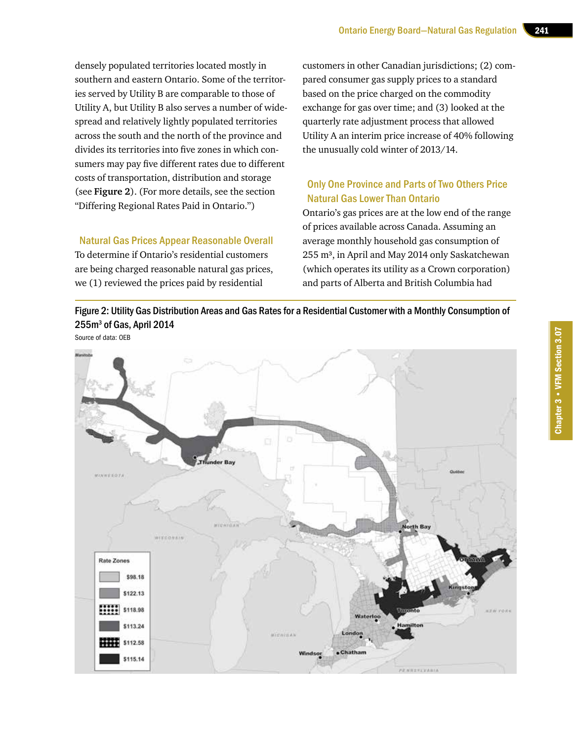densely populated territories located mostly in southern and eastern Ontario. Some of the territories served by Utility B are comparable to those of Utility A, but Utility B also serves a number of widespread and relatively lightly populated territories across the south and the north of the province and divides its territories into five zones in which consumers may pay five different rates due to different costs of transportation, distribution and storage (see **Figure 2**). (For more details, see the section "Differing Regional Rates Paid in Ontario.")

## Natural Gas Prices Appear Reasonable Overall

To determine if Ontario's residential customers are being charged reasonable natural gas prices, we (1) reviewed the prices paid by residential customers in other Canadian jurisdictions; (2) compared consumer gas supply prices to a standard based on the price charged on the commodity exchange for gas over time; and (3) looked at the quarterly rate adjustment process that allowed Utility A an interim price increase of 40% following the unusually cold winter of 2013/14.

## Only One Province and Parts of Two Others Price Natural Gas Lower Than Ontario

Ontario's gas prices are at the low end of the range of prices available across Canada. Assuming an average monthly household gas consumption of 255 $m^3$, in April and May 2014 only Saskatchewan (which operates its utility as a Crown corporation) and parts of Alberta and British Columbia had

**Figure 2: Utility Gas Distribution Areas and Gas Rates for a Residential Customer with a Monthly Consumption of 255$m^3$ of Gas, April 2014**

Source of data: OEB

| Rate Zones | |
|---|---|
| | $98.18 |
| | $122.13 |
| | $118.98 |
| | $113.24 |
| | $112.58 |
| | $115.14 |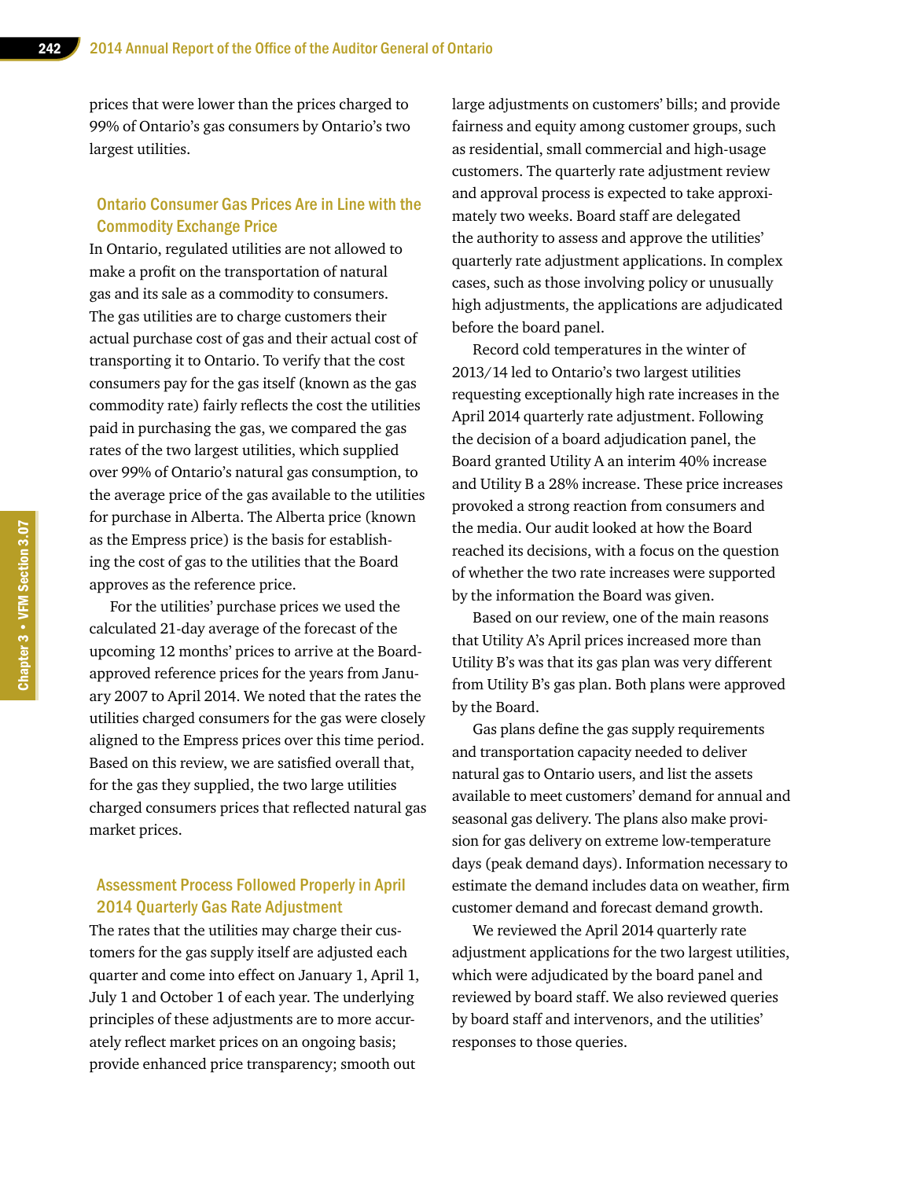prices that were lower than the prices charged to 99% of Ontario's gas consumers by Ontario's two largest utilities.

### Ontario Consumer Gas Prices Are in Line with the Commodity Exchange Price

In Ontario, regulated utilities are not allowed to make a profit on the transportation of natural gas and its sale as a commodity to consumers. The gas utilities are to charge customers their actual purchase cost of gas and their actual cost of transporting it to Ontario. To verify that the cost consumers pay for the gas itself (known as the gas commodity rate) fairly reflects the cost the utilities paid in purchasing the gas, we compared the gas rates of the two largest utilities, which supplied over 99% of Ontario's natural gas consumption, to the average price of the gas available to the utilities for purchase in Alberta. The Alberta price (known as the Empress price) is the basis for establishing the cost of gas to the utilities that the Board approves as the reference price.

For the utilities' purchase prices we used the calculated 21-day average of the forecast of the upcoming 12 months' prices to arrive at the Board-approved reference prices for the years from January 2007 to April 2014. We noted that the rates the utilities charged consumers for the gas were closely aligned to the Empress prices over this time period. Based on this review, we are satisfied overall that, for the gas they supplied, the two large utilities charged consumers prices that reflected natural gas market prices.

### Assessment Process Followed Properly in April 2014 Quarterly Gas Rate Adjustment

The rates that the utilities may charge their customers for the gas supply itself are adjusted each quarter and come into effect on January 1, April 1, July 1 and October 1 of each year. The underlying principles of these adjustments are to more accurately reflect market prices on an ongoing basis; provide enhanced price transparency; smooth out large adjustments on customers' bills; and provide fairness and equity among customer groups, such as residential, small commercial and high-usage customers. The quarterly rate adjustment review and approval process is expected to take approximately two weeks. Board staff are delegated the authority to assess and approve the utilities' quarterly rate adjustment applications. In complex cases, such as those involving policy or unusually high adjustments, the applications are adjudicated before the board panel.

Record cold temperatures in the winter of 2013/14 led to Ontario's two largest utilities requesting exceptionally high rate increases in the April 2014 quarterly rate adjustment. Following the decision of a board adjudication panel, the Board granted Utility A an interim 40% increase and Utility B a 28% increase. These price increases provoked a strong reaction from consumers and the media. Our audit looked at how the Board reached its decisions, with a focus on the question of whether the two rate increases were supported by the information the Board was given.

Based on our review, one of the main reasons that Utility A's April prices increased more than Utility B's was that its gas plan was very different from Utility B's gas plan. Both plans were approved by the Board.

Gas plans define the gas supply requirements and transportation capacity needed to deliver natural gas to Ontario users, and list the assets available to meet customers' demand for annual and seasonal gas delivery. The plans also make provision for gas delivery on extreme low-temperature days (peak demand days). Information necessary to estimate the demand includes data on weather, firm customer demand and forecast demand growth.

We reviewed the April 2014 quarterly rate adjustment applications for the two largest utilities, which were adjudicated by the board panel and reviewed by board staff. We also reviewed queries by board staff and intervenors, and the utilities' responses to those queries.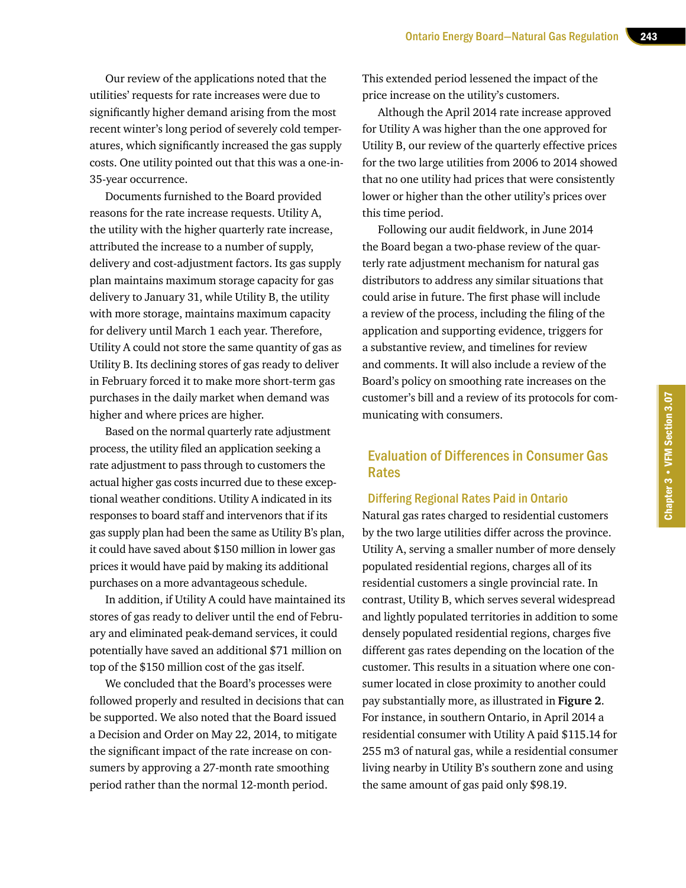Our review of the applications noted that the utilities' requests for rate increases were due to significantly higher demand arising from the most recent winter's long period of severely cold temperatures, which significantly increased the gas supply costs. One utility pointed out that this was a one-in-35-year occurrence.

Documents furnished to the Board provided reasons for the rate increase requests. Utility A, the utility with the higher quarterly rate increase, attributed the increase to a number of supply, delivery and cost-adjustment factors. Its gas supply plan maintains maximum storage capacity for gas delivery to January 31, while Utility B, the utility with more storage, maintains maximum capacity for delivery until March 1 each year. Therefore, Utility A could not store the same quantity of gas as Utility B. Its declining stores of gas ready to deliver in February forced it to make more short-term gas purchases in the daily market when demand was higher and where prices are higher.

Based on the normal quarterly rate adjustment process, the utility filed an application seeking a rate adjustment to pass through to customers the actual higher gas costs incurred due to these exceptional weather conditions. Utility A indicated in its responses to board staff and intervenors that if its gas supply plan had been the same as Utility B's plan, it could have saved about $150 million in lower gas prices it would have paid by making its additional purchases on a more advantageous schedule.

In addition, if Utility A could have maintained its stores of gas ready to deliver until the end of February and eliminated peak-demand services, it could potentially have saved an additional $71 million on top of the $150 million cost of the gas itself.

We concluded that the Board's processes were followed properly and resulted in decisions that can be supported. We also noted that the Board issued a Decision and Order on May 22, 2014, to mitigate the significant impact of the rate increase on consumers by approving a 27-month rate smoothing period rather than the normal 12-month period. This extended period lessened the impact of the price increase on the utility's customers.

Although the April 2014 rate increase approved for Utility A was higher than the one approved for Utility B, our review of the quarterly effective prices for the two large utilities from 2006 to 2014 showed that no one utility had prices that were consistently lower or higher than the other utility's prices over this time period.

Following our audit fieldwork, in June 2014 the Board began a two-phase review of the quarterly rate adjustment mechanism for natural gas distributors to address any similar situations that could arise in future. The first phase will include a review of the process, including the filing of the application and supporting evidence, triggers for a substantive review, and timelines for review and comments. It will also include a review of the Board's policy on smoothing rate increases on the customer's bill and a review of its protocols for communicating with consumers.

## Evaluation of Differences in Consumer Gas Rates

### Differing Regional Rates Paid in Ontario

Natural gas rates charged to residential customers by the two large utilities differ across the province. Utility A, serving a smaller number of more densely populated residential regions, charges all of its residential customers a single provincial rate. In contrast, Utility B, which serves several widespread and lightly populated territories in addition to some densely populated residential regions, charges five different gas rates depending on the location of the customer. This results in a situation where one consumer located in close proximity to another could pay substantially more, as illustrated in **Figure 2**. For instance, in southern Ontario, in April 2014 a residential consumer with Utility A paid $115.14 for 255 m3 of natural gas, while a residential consumer living nearby in Utility B's southern zone and using the same amount of gas paid only $98.19.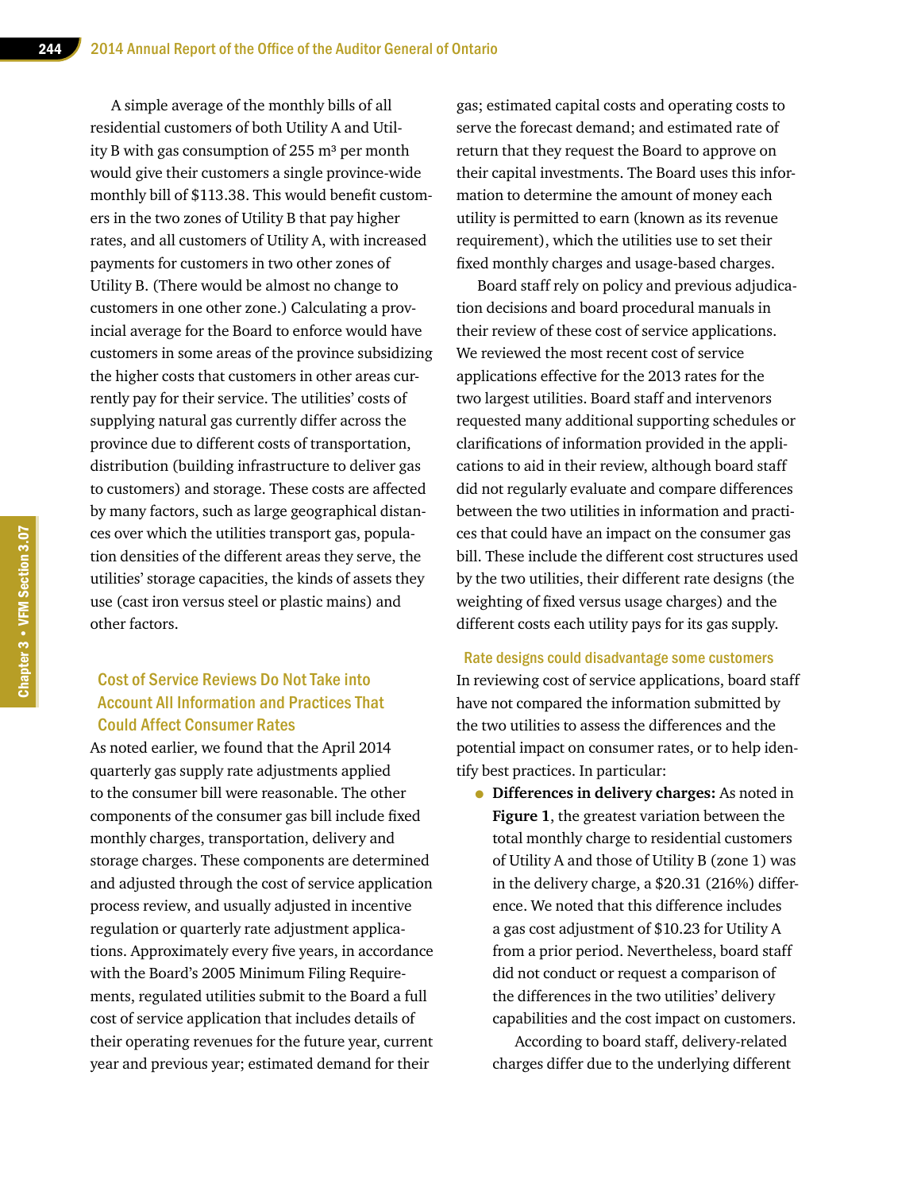A simple average of the monthly bills of all residential customers of both Utility A and Utility B with gas consumption of 255 m³ per month would give their customers a single province-wide monthly bill of $113.38. This would benefit customers in the two zones of Utility B that pay higher rates, and all customers of Utility A, with increased payments for customers in two other zones of Utility B. (There would be almost no change to customers in one other zone.) Calculating a provincial average for the Board to enforce would have customers in some areas of the province subsidizing the higher costs that customers in other areas currently pay for their service. The utilities' costs of supplying natural gas currently differ across the province due to different costs of transportation, distribution (building infrastructure to deliver gas to customers) and storage. These costs are affected by many factors, such as large geographical distances over which the utilities transport gas, population densities of the different areas they serve, the utilities' storage capacities, the kinds of assets they use (cast iron versus steel or plastic mains) and other factors.

## Cost of Service Reviews Do Not Take into Account All Information and Practices That Could Affect Consumer Rates

As noted earlier, we found that the April 2014 quarterly gas supply rate adjustments applied to the consumer bill were reasonable. The other components of the consumer gas bill include fixed monthly charges, transportation, delivery and storage charges. These components are determined and adjusted through the cost of service application process review, and usually adjusted in incentive regulation or quarterly rate adjustment applications. Approximately every five years, in accordance with the Board's 2005 Minimum Filing Requirements, regulated utilities submit to the Board a full cost of service application that includes details of their operating revenues for the future year, current year and previous year; estimated demand for their gas; estimated capital costs and operating costs to serve the forecast demand; and estimated rate of return that they request the Board to approve on their capital investments. The Board uses this information to determine the amount of money each utility is permitted to earn (known as its revenue requirement), which the utilities use to set their fixed monthly charges and usage-based charges.

Board staff rely on policy and previous adjudication decisions and board procedural manuals in their review of these cost of service applications. We reviewed the most recent cost of service applications effective for the 2013 rates for the two largest utilities. Board staff and intervenors requested many additional supporting schedules or clarifications of information provided in the applications to aid in their review, although board staff did not regularly evaluate and compare differences between the two utilities in information and practices that could have an impact on the consumer gas bill. These include the different cost structures used by the two utilities, their different rate designs (the weighting of fixed versus usage charges) and the different costs each utility pays for its gas supply.

### Rate designs could disadvantage some customers

In reviewing cost of service applications, board staff have not compared the information submitted by the two utilities to assess the differences and the potential impact on consumer rates, or to help identify best practices. In particular:

- **Differences in delivery charges:** As noted in **Figure 1**, the greatest variation between the total monthly charge to residential customers of Utility A and those of Utility B (zone 1) was in the delivery charge, a $20.31 (216%) difference. We noted that this difference includes a gas cost adjustment of $10.23 for Utility A from a prior period. Nevertheless, board staff did not conduct or request a comparison of the differences in the two utilities' delivery capabilities and the cost impact on customers.

  According to board staff, delivery-related charges differ due to the underlying different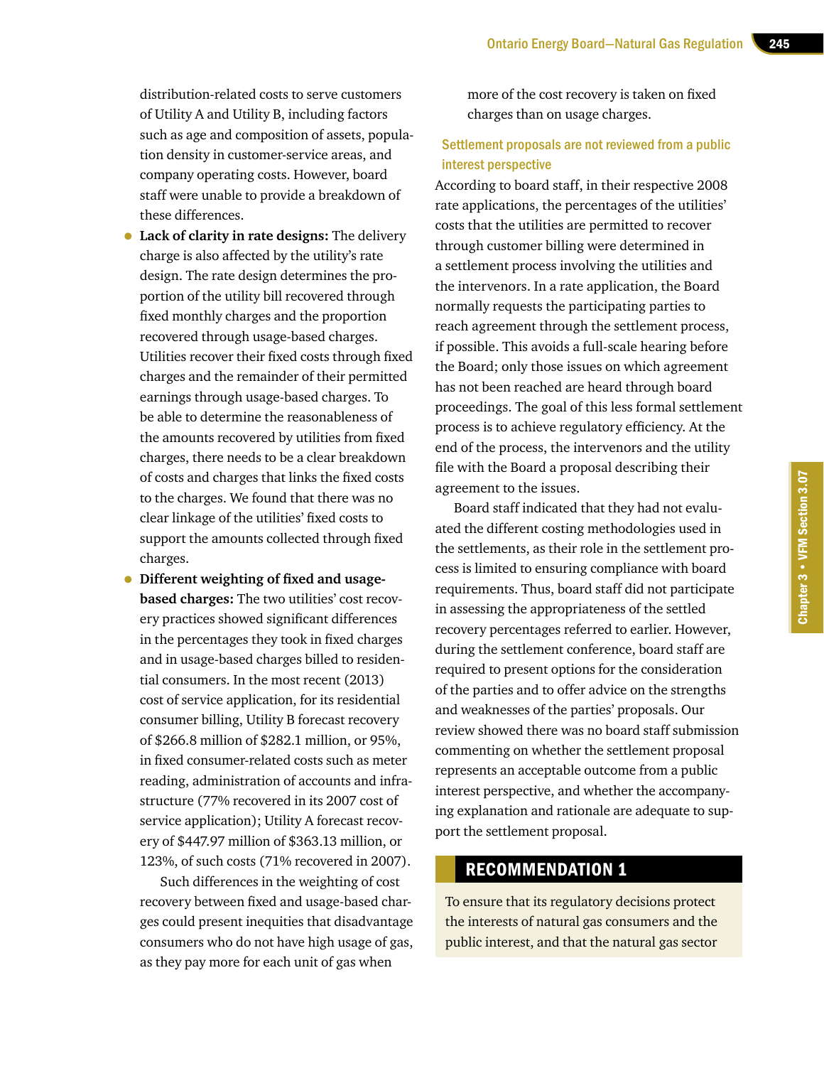distribution-related costs to serve customers of Utility A and Utility B, including factors such as age and composition of assets, population density in customer-service areas, and company operating costs. However, board staff were unable to provide a breakdown of these differences.

- **Lack of clarity in rate designs:** The delivery charge is also affected by the utility's rate design. The rate design determines the proportion of the utility bill recovered through fixed monthly charges and the proportion recovered through usage-based charges. Utilities recover their fixed costs through fixed charges and the remainder of their permitted earnings through usage-based charges. To be able to determine the reasonableness of the amounts recovered by utilities from fixed charges, there needs to be a clear breakdown of costs and charges that links the fixed costs to the charges. We found that there was no clear linkage of the utilities' fixed costs to support the amounts collected through fixed charges.
- **Different weighting of fixed and usage-based charges:** The two utilities' cost recovery practices showed significant differences in the percentages they took in fixed charges and in usage-based charges billed to residential consumers. In the most recent (2013) cost of service application, for its residential consumer billing, Utility B forecast recovery of $266.8 million of $282.1 million, or 95%, in fixed consumer-related costs such as meter reading, administration of accounts and infrastructure (77% recovered in its 2007 cost of service application); Utility A forecast recovery of $447.97 million of $363.13 million, or 123%, of such costs (71% recovered in 2007).

  Such differences in the weighting of cost recovery between fixed and usage-based charges could present inequities that disadvantage consumers who do not have high usage of gas, as they pay more for each unit of gas when more of the cost recovery is taken on fixed charges than on usage charges.

### Settlement proposals are not reviewed from a public interest perspective

According to board staff, in their respective 2008 rate applications, the percentages of the utilities' costs that the utilities are permitted to recover through customer billing were determined in a settlement process involving the utilities and the intervenors. In a rate application, the Board normally requests the participating parties to reach agreement through the settlement process, if possible. This avoids a full-scale hearing before the Board; only those issues on which agreement has not been reached are heard through board proceedings. The goal of this less formal settlement process is to achieve regulatory efficiency. At the end of the process, the intervenors and the utility file with the Board a proposal describing their agreement to the issues.

Board staff indicated that they had not evaluated the different costing methodologies used in the settlements, as their role in the settlement process is limited to ensuring compliance with board requirements. Thus, board staff did not participate in assessing the appropriateness of the settled recovery percentages referred to earlier. However, during the settlement conference, board staff are required to present options for the consideration of the parties and to offer advice on the strengths and weaknesses of the parties' proposals. Our review showed there was no board staff submission commenting on whether the settlement proposal represents an acceptable outcome from a public interest perspective, and whether the accompanying explanation and rationale are adequate to support the settlement proposal.

## RECOMMENDATION 1

To ensure that its regulatory decisions protect the interests of natural gas consumers and the public interest, and that the natural gas sector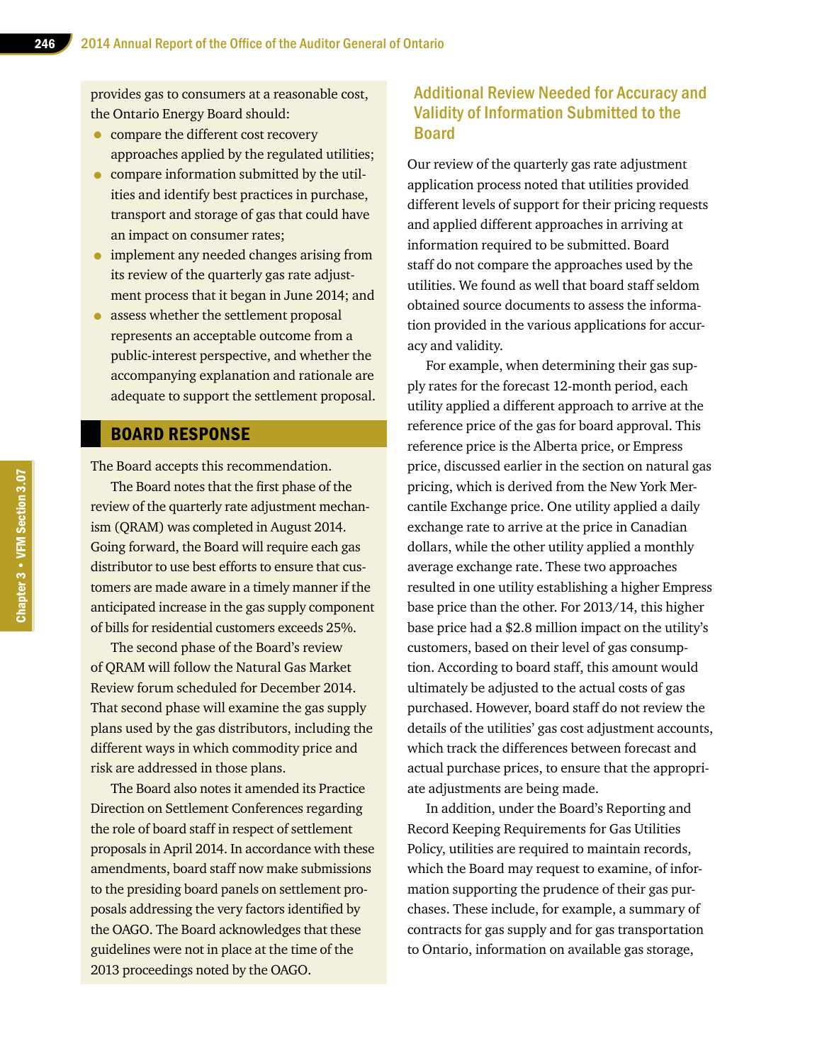provides gas to consumers at a reasonable cost, the Ontario Energy Board should:

- compare the different cost recovery approaches applied by the regulated utilities;
- compare information submitted by the utilities and identify best practices in purchase, transport and storage of gas that could have an impact on consumer rates;
- implement any needed changes arising from its review of the quarterly gas rate adjustment process that it began in June 2014; and
- assess whether the settlement proposal represents an acceptable outcome from a public-interest perspective, and whether the accompanying explanation and rationale are adequate to support the settlement proposal.

## BOARD RESPONSE

The Board accepts this recommendation.

The Board notes that the first phase of the review of the quarterly rate adjustment mechanism (QRAM) was completed in August 2014. Going forward, the Board will require each gas distributor to use best efforts to ensure that customers are made aware in a timely manner if the anticipated increase in the gas supply component of bills for residential customers exceeds 25%.

The second phase of the Board's review of QRAM will follow the Natural Gas Market Review forum scheduled for December 2014. That second phase will examine the gas supply plans used by the gas distributors, including the different ways in which commodity price and risk are addressed in those plans.

The Board also notes it amended its Practice Direction on Settlement Conferences regarding the role of board staff in respect of settlement proposals in April 2014. In accordance with these amendments, board staff now make submissions to the presiding board panels on settlement proposals addressing the very factors identified by the OAGO. The Board acknowledges that these guidelines were not in place at the time of the 2013 proceedings noted by the OAGO.

## Additional Review Needed for Accuracy and Validity of Information Submitted to the Board

Our review of the quarterly gas rate adjustment application process noted that utilities provided different levels of support for their pricing requests and applied different approaches in arriving at information required to be submitted. Board staff do not compare the approaches used by the utilities. We found as well that board staff seldom obtained source documents to assess the information provided in the various applications for accuracy and validity.

For example, when determining their gas supply rates for the forecast 12-month period, each utility applied a different approach to arrive at the reference price of the gas for board approval. This reference price is the Alberta price, or Empress price, discussed earlier in the section on natural gas pricing, which is derived from the New York Mercantile Exchange price. One utility applied a daily exchange rate to arrive at the price in Canadian dollars, while the other utility applied a monthly average exchange rate. These two approaches resulted in one utility establishing a higher Empress base price than the other. For 2013/14, this higher base price had a $2.8 million impact on the utility's customers, based on their level of gas consumption. According to board staff, this amount would ultimately be adjusted to the actual costs of gas purchased. However, board staff do not review the details of the utilities' gas cost adjustment accounts, which track the differences between forecast and actual purchase prices, to ensure that the appropriate adjustments are being made.

In addition, under the Board's Reporting and Record Keeping Requirements for Gas Utilities Policy, utilities are required to maintain records, which the Board may request to examine, of information supporting the prudence of their gas purchases. These include, for example, a summary of contracts for gas supply and for gas transportation to Ontario, information on available gas storage,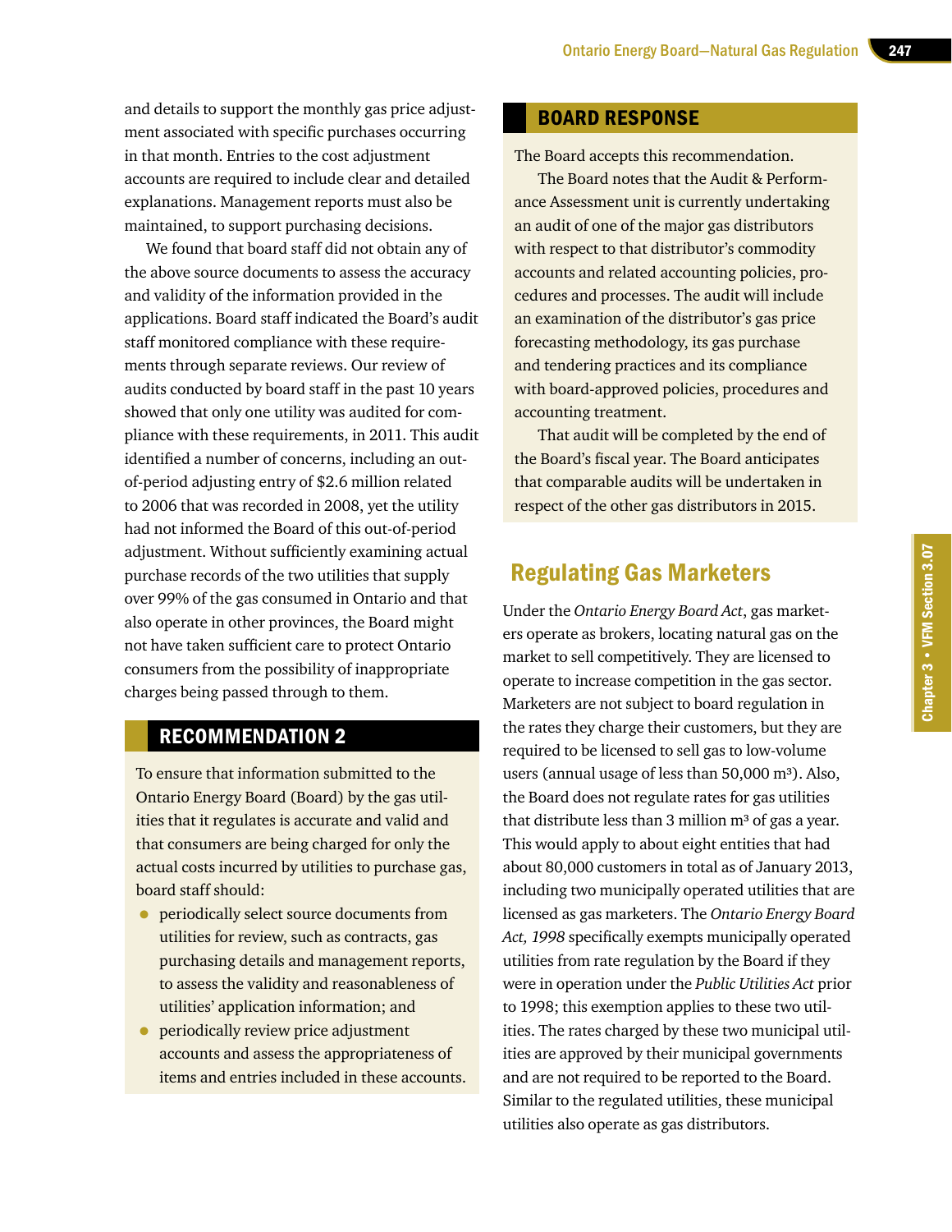and details to support the monthly gas price adjustment associated with specific purchases occurring in that month. Entries to the cost adjustment accounts are required to include clear and detailed explanations. Management reports must also be maintained, to support purchasing decisions.

We found that board staff did not obtain any of the above source documents to assess the accuracy and validity of the information provided in the applications. Board staff indicated the Board's audit staff monitored compliance with these requirements through separate reviews. Our review of audits conducted by board staff in the past 10 years showed that only one utility was audited for compliance with these requirements, in 2011. This audit identified a number of concerns, including an out-of-period adjusting entry of $2.6 million related to 2006 that was recorded in 2008, yet the utility had not informed the Board of this out-of-period adjustment. Without sufficiently examining actual purchase records of the two utilities that supply over 99% of the gas consumed in Ontario and that also operate in other provinces, the Board might not have taken sufficient care to protect Ontario consumers from the possibility of inappropriate charges being passed through to them.

## RECOMMENDATION 2

To ensure that information submitted to the Ontario Energy Board (Board) by the gas utilities that it regulates is accurate and valid and that consumers are being charged for only the actual costs incurred by utilities to purchase gas, board staff should:

- periodically select source documents from utilities for review, such as contracts, gas purchasing details and management reports, to assess the validity and reasonableness of utilities' application information; and
- periodically review price adjustment accounts and assess the appropriateness of items and entries included in these accounts.

## BOARD RESPONSE

The Board accepts this recommendation.

The Board notes that the Audit & Performance Assessment unit is currently undertaking an audit of one of the major gas distributors with respect to that distributor's commodity accounts and related accounting policies, procedures and processes. The audit will include an examination of the distributor's gas price forecasting methodology, its gas purchase and tendering practices and its compliance with board-approved policies, procedures and accounting treatment.

That audit will be completed by the end of the Board's fiscal year. The Board anticipates that comparable audits will be undertaken in respect of the other gas distributors in 2015.

## Regulating Gas Marketers

Under the *Ontario Energy Board Act*, gas marketers operate as brokers, locating natural gas on the market to sell competitively. They are licensed to operate to increase competition in the gas sector. Marketers are not subject to board regulation in the rates they charge their customers, but they are required to be licensed to sell gas to low-volume users (annual usage of less than 50,000 $m^3$). Also, the Board does not regulate rates for gas utilities that distribute less than 3 million $m^3$ of gas a year. This would apply to about eight entities that had about 80,000 customers in total as of January 2013, including two municipally operated utilities that are licensed as gas marketers. The *Ontario Energy Board Act, 1998* specifically exempts municipally operated utilities from rate regulation by the Board if they were in operation under the *Public Utilities Act* prior to 1998; this exemption applies to these two utilities. The rates charged by these two municipal utilities are approved by their municipal governments and are not required to be reported to the Board. Similar to the regulated utilities, these municipal utilities also operate as gas distributors.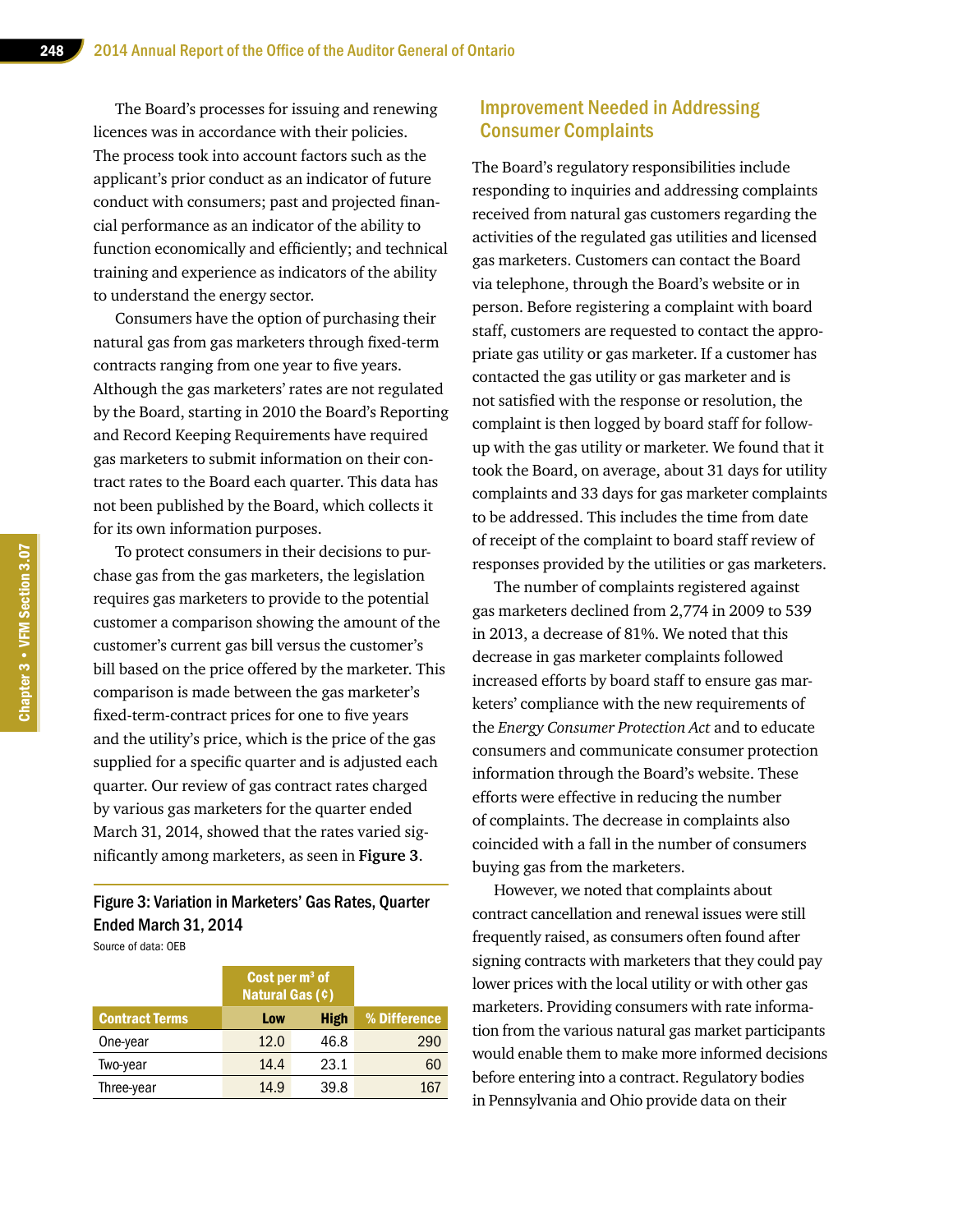The Board's processes for issuing and renewing licences was in accordance with their policies. The process took into account factors such as the applicant's prior conduct as an indicator of future conduct with consumers; past and projected financial performance as an indicator of the ability to function economically and efficiently; and technical training and experience as indicators of the ability to understand the energy sector.

Consumers have the option of purchasing their natural gas from gas marketers through fixed-term contracts ranging from one year to five years. Although the gas marketers' rates are not regulated by the Board, starting in 2010 the Board's Reporting and Record Keeping Requirements have required gas marketers to submit information on their contract rates to the Board each quarter. This data has not been published by the Board, which collects it for its own information purposes.

To protect consumers in their decisions to purchase gas from the gas marketers, the legislation requires gas marketers to provide to the potential customer a comparison showing the amount of the customer's current gas bill versus the customer's bill based on the price offered by the marketer. This comparison is made between the gas marketer's fixed-term-contract prices for one to five years and the utility's price, which is the price of the gas supplied for a specific quarter and is adjusted each quarter. Our review of gas contract rates charged by various gas marketers for the quarter ended March 31, 2014, showed that the rates varied significantly among marketers, as seen in **Figure 3**.

**Figure 3: Variation in Marketers' Gas Rates, Quarter Ended March 31, 2014**

Source of data: OEB

| | Cost per m³ of Natural Gas (¢) | | |
|---|---|---|---|
| **Contract Terms** | **Low** | **High** | **% Difference** |
| One-year | 12.0 | 46.8 | 290 |
| Two-year | 14.4 | 23.1 | 60 |
| Three-year | 14.9 | 39.8 | 167 |

## Improvement Needed in Addressing Consumer Complaints

The Board's regulatory responsibilities include responding to inquiries and addressing complaints received from natural gas customers regarding the activities of the regulated gas utilities and licensed gas marketers. Customers can contact the Board via telephone, through the Board's website or in person. Before registering a complaint with board staff, customers are requested to contact the appropriate gas utility or gas marketer. If a customer has contacted the gas utility or gas marketer and is not satisfied with the response or resolution, the complaint is then logged by board staff for follow-up with the gas utility or marketer. We found that it took the Board, on average, about 31 days for utility complaints and 33 days for gas marketer complaints to be addressed. This includes the time from date of receipt of the complaint to board staff review of responses provided by the utilities or gas marketers.

The number of complaints registered against gas marketers declined from 2,774 in 2009 to 539 in 2013, a decrease of 81%. We noted that this decrease in gas marketer complaints followed increased efforts by board staff to ensure gas marketers' compliance with the new requirements of the *Energy Consumer Protection Act* and to educate consumers and communicate consumer protection information through the Board's website. These efforts were effective in reducing the number of complaints. The decrease in complaints also coincided with a fall in the number of consumers buying gas from the marketers.

However, we noted that complaints about contract cancellation and renewal issues were still frequently raised, as consumers often found after signing contracts with marketers that they could pay lower prices with the local utility or with other gas marketers. Providing consumers with rate information from the various natural gas market participants would enable them to make more informed decisions before entering into a contract. Regulatory bodies in Pennsylvania and Ohio provide data on their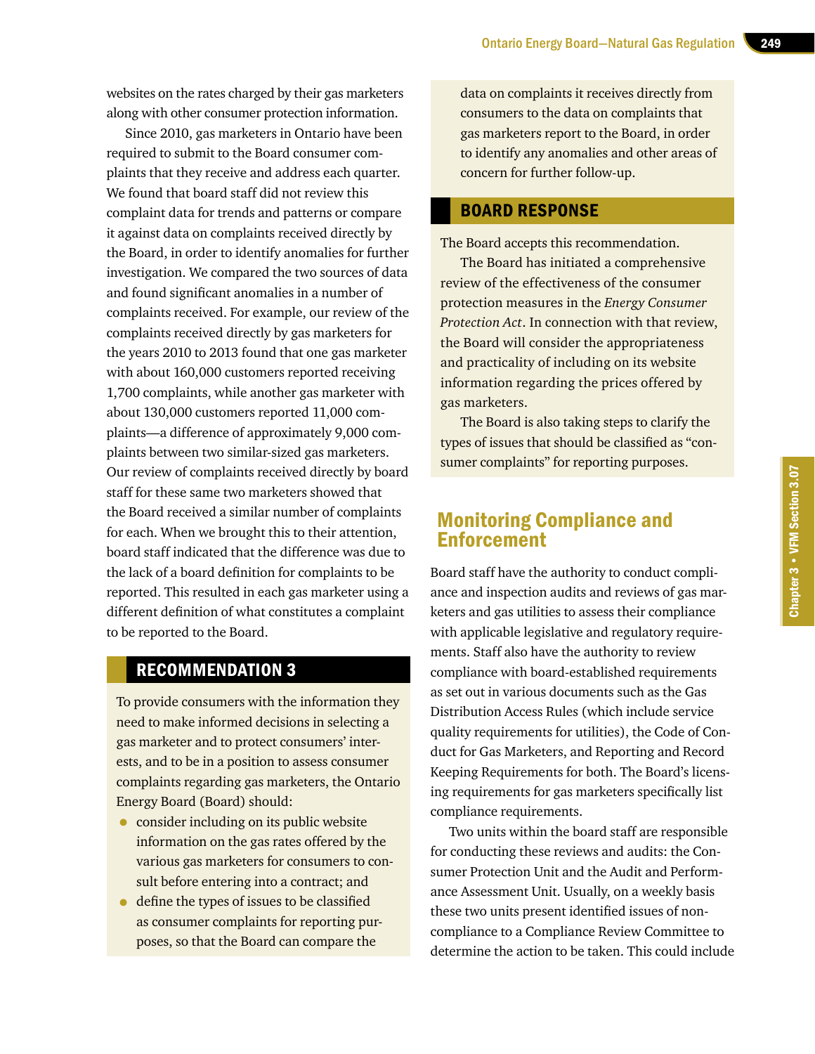websites on the rates charged by their gas marketers along with other consumer protection information.

Since 2010, gas marketers in Ontario have been required to submit to the Board consumer complaints that they receive and address each quarter. We found that board staff did not review this complaint data for trends and patterns or compare it against data on complaints received directly by the Board, in order to identify anomalies for further investigation. We compared the two sources of data and found significant anomalies in a number of complaints received. For example, our review of the complaints received directly by gas marketers for the years 2010 to 2013 found that one gas marketer with about 160,000 customers reported receiving 1,700 complaints, while another gas marketer with about 130,000 customers reported 11,000 complaints—a difference of approximately 9,000 complaints between two similar-sized gas marketers. Our review of complaints received directly by board staff for these same two marketers showed that the Board received a similar number of complaints for each. When we brought this to their attention, board staff indicated that the difference was due to the lack of a board definition for complaints to be reported. This resulted in each gas marketer using a different definition of what constitutes a complaint to be reported to the Board.

## RECOMMENDATION 3

To provide consumers with the information they need to make informed decisions in selecting a gas marketer and to protect consumers' interests, and to be in a position to assess consumer complaints regarding gas marketers, the Ontario Energy Board (Board) should:

- consider including on its public website information on the gas rates offered by the various gas marketers for consumers to consult before entering into a contract; and
- define the types of issues to be classified as consumer complaints for reporting purposes, so that the Board can compare the data on complaints it receives directly from consumers to the data on complaints that gas marketers report to the Board, in order to identify any anomalies and other areas of concern for further follow-up.

## BOARD RESPONSE

The Board accepts this recommendation.

The Board has initiated a comprehensive review of the effectiveness of the consumer protection measures in the *Energy Consumer Protection Act*. In connection with that review, the Board will consider the appropriateness and practicality of including on its website information regarding the prices offered by gas marketers.

The Board is also taking steps to clarify the types of issues that should be classified as "consumer complaints" for reporting purposes.

## Monitoring Compliance and Enforcement

Board staff have the authority to conduct compliance and inspection audits and reviews of gas marketers and gas utilities to assess their compliance with applicable legislative and regulatory requirements. Staff also have the authority to review compliance with board-established requirements as set out in various documents such as the Gas Distribution Access Rules (which include service quality requirements for utilities), the Code of Conduct for Gas Marketers, and Reporting and Record Keeping Requirements for both. The Board's licensing requirements for gas marketers specifically list compliance requirements.

Two units within the board staff are responsible for conducting these reviews and audits: the Consumer Protection Unit and the Audit and Performance Assessment Unit. Usually, on a weekly basis these two units present identified issues of non-compliance to a Compliance Review Committee to determine the action to be taken. This could include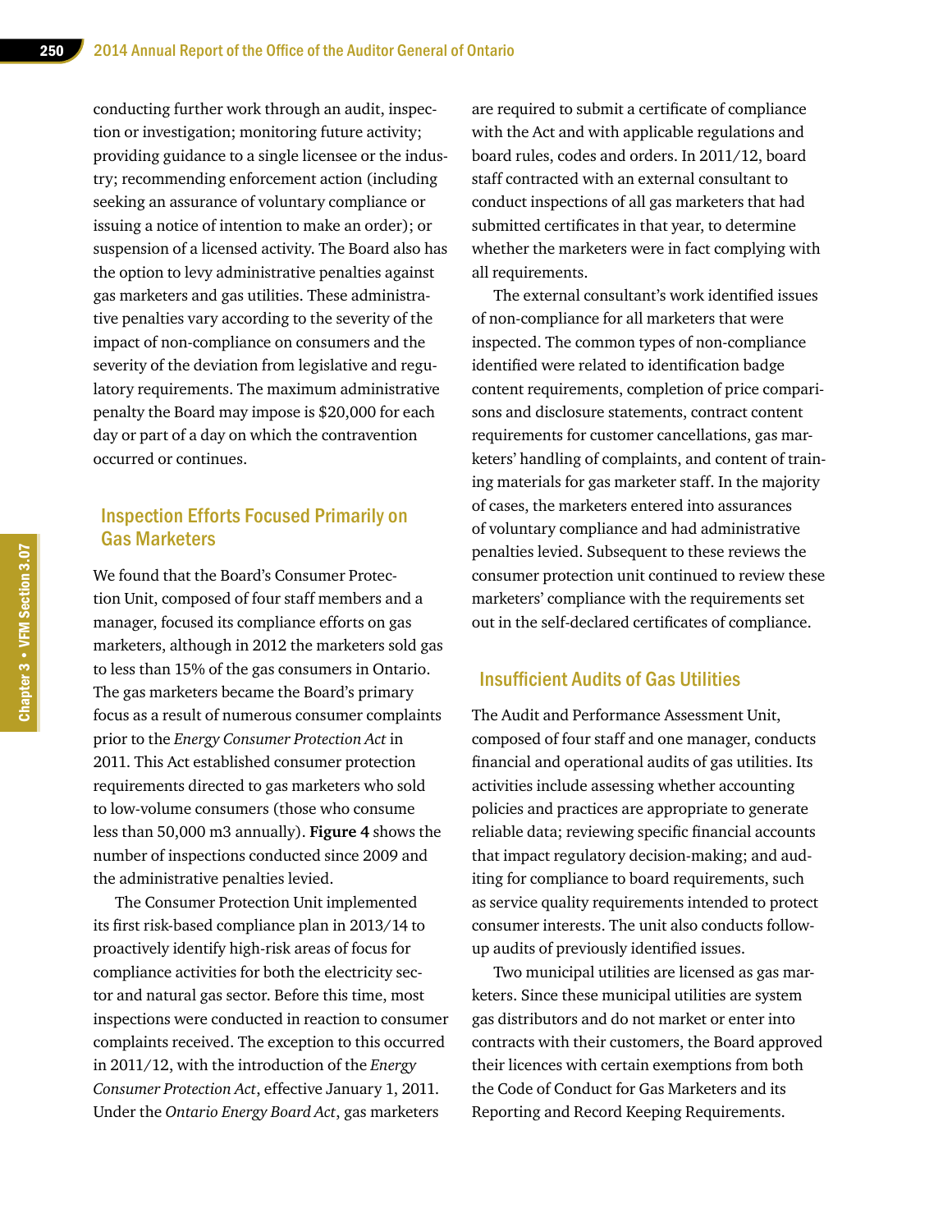conducting further work through an audit, inspection or investigation; monitoring future activity; providing guidance to a single licensee or the industry; recommending enforcement action (including seeking an assurance of voluntary compliance or issuing a notice of intention to make an order); or suspension of a licensed activity. The Board also has the option to levy administrative penalties against gas marketers and gas utilities. These administrative penalties vary according to the severity of the impact of non-compliance on consumers and the severity of the deviation from legislative and regulatory requirements. The maximum administrative penalty the Board may impose is $20,000 for each day or part of a day on which the contravention occurred or continues.

## Inspection Efforts Focused Primarily on Gas Marketers

We found that the Board's Consumer Protection Unit, composed of four staff members and a manager, focused its compliance efforts on gas marketers, although in 2012 the marketers sold gas to less than 15% of the gas consumers in Ontario. The gas marketers became the Board's primary focus as a result of numerous consumer complaints prior to the *Energy Consumer Protection Act* in 2011. This Act established consumer protection requirements directed to gas marketers who sold to low-volume consumers (those who consume less than 50,000 m3 annually). **Figure 4** shows the number of inspections conducted since 2009 and the administrative penalties levied.

The Consumer Protection Unit implemented its first risk-based compliance plan in 2013/14 to proactively identify high-risk areas of focus for compliance activities for both the electricity sector and natural gas sector. Before this time, most inspections were conducted in reaction to consumer complaints received. The exception to this occurred in 2011/12, with the introduction of the *Energy Consumer Protection Act*, effective January 1, 2011. Under the *Ontario Energy Board Act*, gas marketers are required to submit a certificate of compliance with the Act and with applicable regulations and board rules, codes and orders. In 2011/12, board staff contracted with an external consultant to conduct inspections of all gas marketers that had submitted certificates in that year, to determine whether the marketers were in fact complying with all requirements.

The external consultant's work identified issues of non-compliance for all marketers that were inspected. The common types of non-compliance identified were related to identification badge content requirements, completion of price comparisons and disclosure statements, contract content requirements for customer cancellations, gas marketers' handling of complaints, and content of training materials for gas marketer staff. In the majority of cases, the marketers entered into assurances of voluntary compliance and had administrative penalties levied. Subsequent to these reviews the consumer protection unit continued to review these marketers' compliance with the requirements set out in the self-declared certificates of compliance.

## Insufficient Audits of Gas Utilities

The Audit and Performance Assessment Unit, composed of four staff and one manager, conducts financial and operational audits of gas utilities. Its activities include assessing whether accounting policies and practices are appropriate to generate reliable data; reviewing specific financial accounts that impact regulatory decision-making; and auditing for compliance to board requirements, such as service quality requirements intended to protect consumer interests. The unit also conducts follow-up audits of previously identified issues.

Two municipal utilities are licensed as gas marketers. Since these municipal utilities are system gas distributors and do not market or enter into contracts with their customers, the Board approved their licences with certain exemptions from both the Code of Conduct for Gas Marketers and its Reporting and Record Keeping Requirements.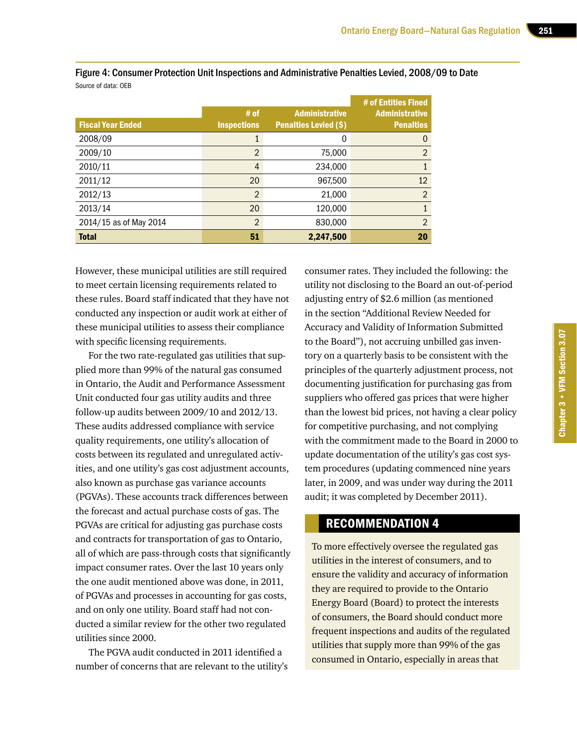Figure 4: Consumer Protection Unit Inspections and Administrative Penalties Levied, 2008/09 to Date

Source of data: OEB

| Fiscal Year Ended | # of Inspections | Administrative Penalties Levied ($) | # of Entities Fined Administrative Penalties |
|---|---|---|---|
| 2008/09 | 1 | 0 | 0 |
| 2009/10 | 2 | 75,000 | 2 |
| 2010/11 | 4 | 234,000 | 1 |
| 2011/12 | 20 | 967,500 | 12 |
| 2012/13 | 2 | 21,000 | 2 |
| 2013/14 | 20 | 120,000 | 1 |
| 2014/15 as of May 2014 | 2 | 830,000 | 2 |
| **Total** | **51** | **2,247,500** | **20** |

However, these municipal utilities are still required to meet certain licensing requirements related to these rules. Board staff indicated that they have not conducted any inspection or audit work at either of these municipal utilities to assess their compliance with specific licensing requirements.

For the two rate-regulated gas utilities that supplied more than 99% of the natural gas consumed in Ontario, the Audit and Performance Assessment Unit conducted four gas utility audits and three follow-up audits between 2009/10 and 2012/13. These audits addressed compliance with service quality requirements, one utility's allocation of costs between its regulated and unregulated activities, and one utility's gas cost adjustment accounts, also known as purchase gas variance accounts (PGVAs). These accounts track differences between the forecast and actual purchase costs of gas. The PGVAs are critical for adjusting gas purchase costs and contracts for transportation of gas to Ontario, all of which are pass-through costs that significantly impact consumer rates. Over the last 10 years only the one audit mentioned above was done, in 2011, of PGVAs and processes in accounting for gas costs, and on only one utility. Board staff had not conducted a similar review for the other two regulated utilities since 2000.

The PGVA audit conducted in 2011 identified a number of concerns that are relevant to the utility's consumer rates. They included the following: the utility not disclosing to the Board an out-of-period adjusting entry of $2.6 million (as mentioned in the section "Additional Review Needed for Accuracy and Validity of Information Submitted to the Board"), not accruing unbilled gas inventory on a quarterly basis to be consistent with the principles of the quarterly adjustment process, not documenting justification for purchasing gas from suppliers who offered gas prices that were higher than the lowest bid prices, not having a clear policy for competitive purchasing, and not complying with the commitment made to the Board in 2000 to update documentation of the utility's gas cost system procedures (updating commenced nine years later, in 2009, and was under way during the 2011 audit; it was completed by December 2011).

## RECOMMENDATION 4

To more effectively oversee the regulated gas utilities in the interest of consumers, and to ensure the validity and accuracy of information they are required to provide to the Ontario Energy Board (Board) to protect the interests of consumers, the Board should conduct more frequent inspections and audits of the regulated utilities that supply more than 99% of the gas consumed in Ontario, especially in areas that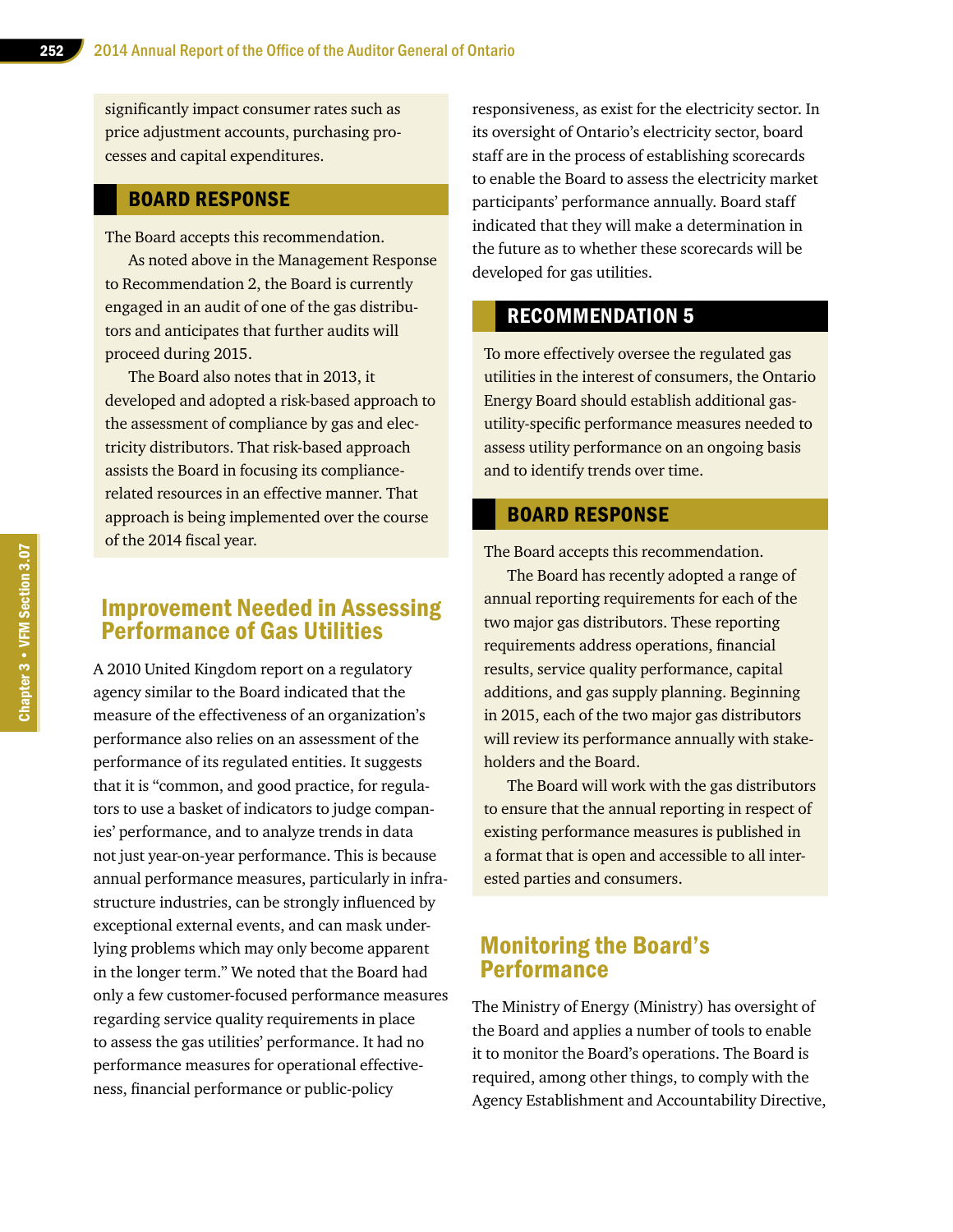significantly impact consumer rates such as price adjustment accounts, purchasing processes and capital expenditures.

### BOARD RESPONSE

The Board accepts this recommendation.

As noted above in the Management Response to Recommendation 2, the Board is currently engaged in an audit of one of the gas distributors and anticipates that further audits will proceed during 2015.

The Board also notes that in 2013, it developed and adopted a risk-based approach to the assessment of compliance by gas and electricity distributors. That risk-based approach assists the Board in focusing its compliance-related resources in an effective manner. That approach is being implemented over the course of the 2014 fiscal year.

## Improvement Needed in Assessing Performance of Gas Utilities

A 2010 United Kingdom report on a regulatory agency similar to the Board indicated that the measure of the effectiveness of an organization's performance also relies on an assessment of the performance of its regulated entities. It suggests that it is "common, and good practice, for regulators to use a basket of indicators to judge companies' performance, and to analyze trends in data not just year-on-year performance. This is because annual performance measures, particularly in infrastructure industries, can be strongly influenced by exceptional external events, and can mask underlying problems which may only become apparent in the longer term." We noted that the Board had only a few customer-focused performance measures regarding service quality requirements in place to assess the gas utilities' performance. It had no performance measures for operational effectiveness, financial performance or public-policy responsiveness, as exist for the electricity sector. In its oversight of Ontario's electricity sector, board staff are in the process of establishing scorecards to enable the Board to assess the electricity market participants' performance annually. Board staff indicated that they will make a determination in the future as to whether these scorecards will be developed for gas utilities.

### RECOMMENDATION 5

To more effectively oversee the regulated gas utilities in the interest of consumers, the Ontario Energy Board should establish additional gas-utility-specific performance measures needed to assess utility performance on an ongoing basis and to identify trends over time.

### BOARD RESPONSE

The Board accepts this recommendation.

The Board has recently adopted a range of annual reporting requirements for each of the two major gas distributors. These reporting requirements address operations, financial results, service quality performance, capital additions, and gas supply planning. Beginning in 2015, each of the two major gas distributors will review its performance annually with stakeholders and the Board.

The Board will work with the gas distributors to ensure that the annual reporting in respect of existing performance measures is published in a format that is open and accessible to all interested parties and consumers.

## Monitoring the Board's Performance

The Ministry of Energy (Ministry) has oversight of the Board and applies a number of tools to enable it to monitor the Board's operations. The Board is required, among other things, to comply with the Agency Establishment and Accountability Directive,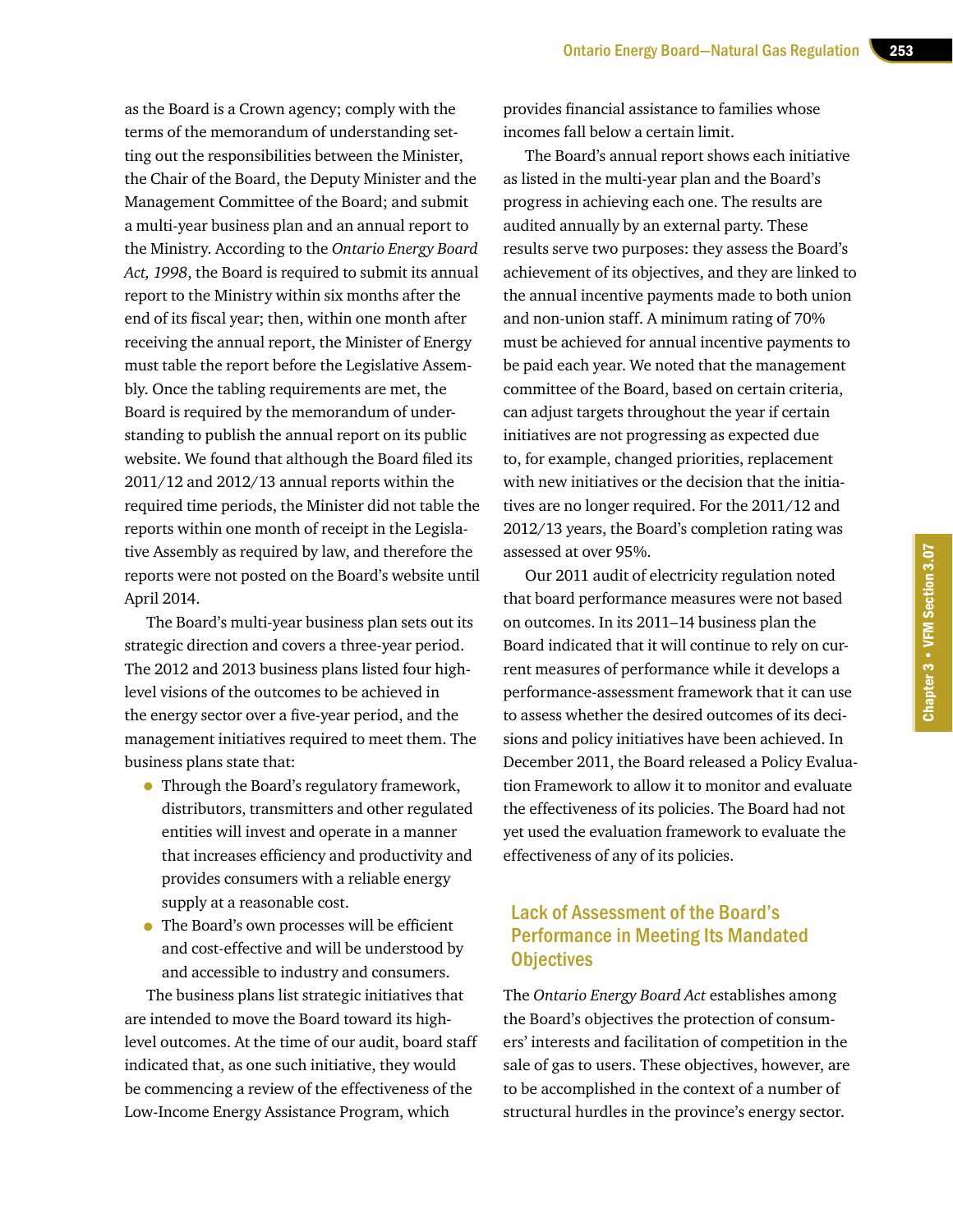as the Board is a Crown agency; comply with the terms of the memorandum of understanding setting out the responsibilities between the Minister, the Chair of the Board, the Deputy Minister and the Management Committee of the Board; and submit a multi-year business plan and an annual report to the Ministry. According to the *Ontario Energy Board Act, 1998*, the Board is required to submit its annual report to the Ministry within six months after the end of its fiscal year; then, within one month after receiving the annual report, the Minister of Energy must table the report before the Legislative Assembly. Once the tabling requirements are met, the Board is required by the memorandum of understanding to publish the annual report on its public website. We found that although the Board filed its 2011/12 and 2012/13 annual reports within the required time periods, the Minister did not table the reports within one month of receipt in the Legislative Assembly as required by law, and therefore the reports were not posted on the Board's website until April 2014.

The Board's multi-year business plan sets out its strategic direction and covers a three-year period. The 2012 and 2013 business plans listed four high-level visions of the outcomes to be achieved in the energy sector over a five-year period, and the management initiatives required to meet them. The business plans state that:

- Through the Board's regulatory framework, distributors, transmitters and other regulated entities will invest and operate in a manner that increases efficiency and productivity and provides consumers with a reliable energy supply at a reasonable cost.
- The Board's own processes will be efficient and cost-effective and will be understood by and accessible to industry and consumers.

The business plans list strategic initiatives that are intended to move the Board toward its high-level outcomes. At the time of our audit, board staff indicated that, as one such initiative, they would be commencing a review of the effectiveness of the Low-Income Energy Assistance Program, which provides financial assistance to families whose incomes fall below a certain limit.

The Board's annual report shows each initiative as listed in the multi-year plan and the Board's progress in achieving each one. The results are audited annually by an external party. These results serve two purposes: they assess the Board's achievement of its objectives, and they are linked to the annual incentive payments made to both union and non-union staff. A minimum rating of 70% must be achieved for annual incentive payments to be paid each year. We noted that the management committee of the Board, based on certain criteria, can adjust targets throughout the year if certain initiatives are not progressing as expected due to, for example, changed priorities, replacement with new initiatives or the decision that the initiatives are no longer required. For the 2011/12 and 2012/13 years, the Board's completion rating was assessed at over 95%.

Our 2011 audit of electricity regulation noted that board performance measures were not based on outcomes. In its 2011–14 business plan the Board indicated that it will continue to rely on current measures of performance while it develops a performance-assessment framework that it can use to assess whether the desired outcomes of its decisions and policy initiatives have been achieved. In December 2011, the Board released a Policy Evaluation Framework to allow it to monitor and evaluate the effectiveness of its policies. The Board had not yet used the evaluation framework to evaluate the effectiveness of any of its policies.

## Lack of Assessment of the Board's Performance in Meeting Its Mandated Objectives

The *Ontario Energy Board Act* establishes among the Board's objectives the protection of consumers' interests and facilitation of competition in the sale of gas to users. These objectives, however, are to be accomplished in the context of a number of structural hurdles in the province's energy sector.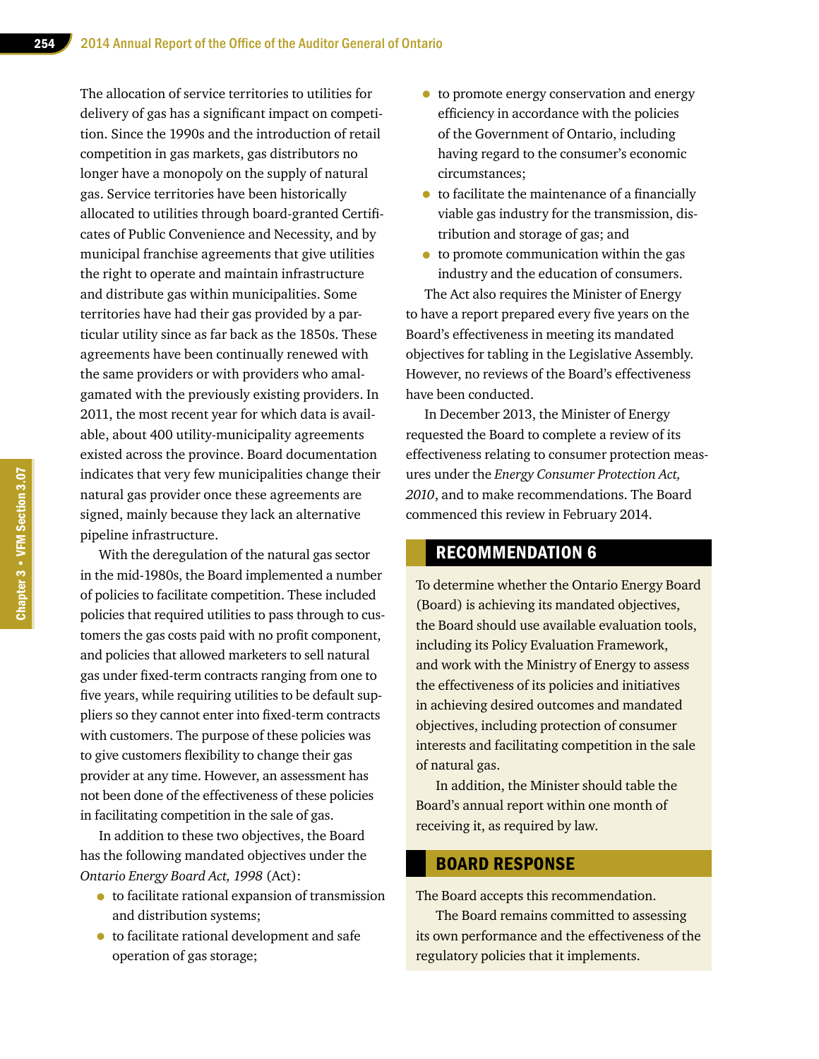The allocation of service territories to utilities for delivery of gas has a significant impact on competition. Since the 1990s and the introduction of retail competition in gas markets, gas distributors no longer have a monopoly on the supply of natural gas. Service territories have been historically allocated to utilities through board-granted Certificates of Public Convenience and Necessity, and by municipal franchise agreements that give utilities the right to operate and maintain infrastructure and distribute gas within municipalities. Some territories have had their gas provided by a particular utility since as far back as the 1850s. These agreements have been continually renewed with the same providers or with providers who amalgamated with the previously existing providers. In 2011, the most recent year for which data is available, about 400 utility-municipality agreements existed across the province. Board documentation indicates that very few municipalities change their natural gas provider once these agreements are signed, mainly because they lack an alternative pipeline infrastructure.

With the deregulation of the natural gas sector in the mid-1980s, the Board implemented a number of policies to facilitate competition. These included policies that required utilities to pass through to customers the gas costs paid with no profit component, and policies that allowed marketers to sell natural gas under fixed-term contracts ranging from one to five years, while requiring utilities to be default suppliers so they cannot enter into fixed-term contracts with customers. The purpose of these policies was to give customers flexibility to change their gas provider at any time. However, an assessment has not been done of the effectiveness of these policies in facilitating competition in the sale of gas.

In addition to these two objectives, the Board has the following mandated objectives under the *Ontario Energy Board Act, 1998* (Act):

- to facilitate rational expansion of transmission and distribution systems;
- to facilitate rational development and safe operation of gas storage;
- to promote energy conservation and energy efficiency in accordance with the policies of the Government of Ontario, including having regard to the consumer's economic circumstances;
- to facilitate the maintenance of a financially viable gas industry for the transmission, distribution and storage of gas; and
- to promote communication within the gas industry and the education of consumers.

The Act also requires the Minister of Energy to have a report prepared every five years on the Board's effectiveness in meeting its mandated objectives for tabling in the Legislative Assembly. However, no reviews of the Board's effectiveness have been conducted.

In December 2013, the Minister of Energy requested the Board to complete a review of its effectiveness relating to consumer protection measures under the *Energy Consumer Protection Act, 2010*, and to make recommendations. The Board commenced this review in February 2014.

## RECOMMENDATION 6

To determine whether the Ontario Energy Board (Board) is achieving its mandated objectives, the Board should use available evaluation tools, including its Policy Evaluation Framework, and work with the Ministry of Energy to assess the effectiveness of its policies and initiatives in achieving desired outcomes and mandated objectives, including protection of consumer interests and facilitating competition in the sale of natural gas.

In addition, the Minister should table the Board's annual report within one month of receiving it, as required by law.

## BOARD RESPONSE

The Board accepts this recommendation.

The Board remains committed to assessing its own performance and the effectiveness of the regulatory policies that it implements.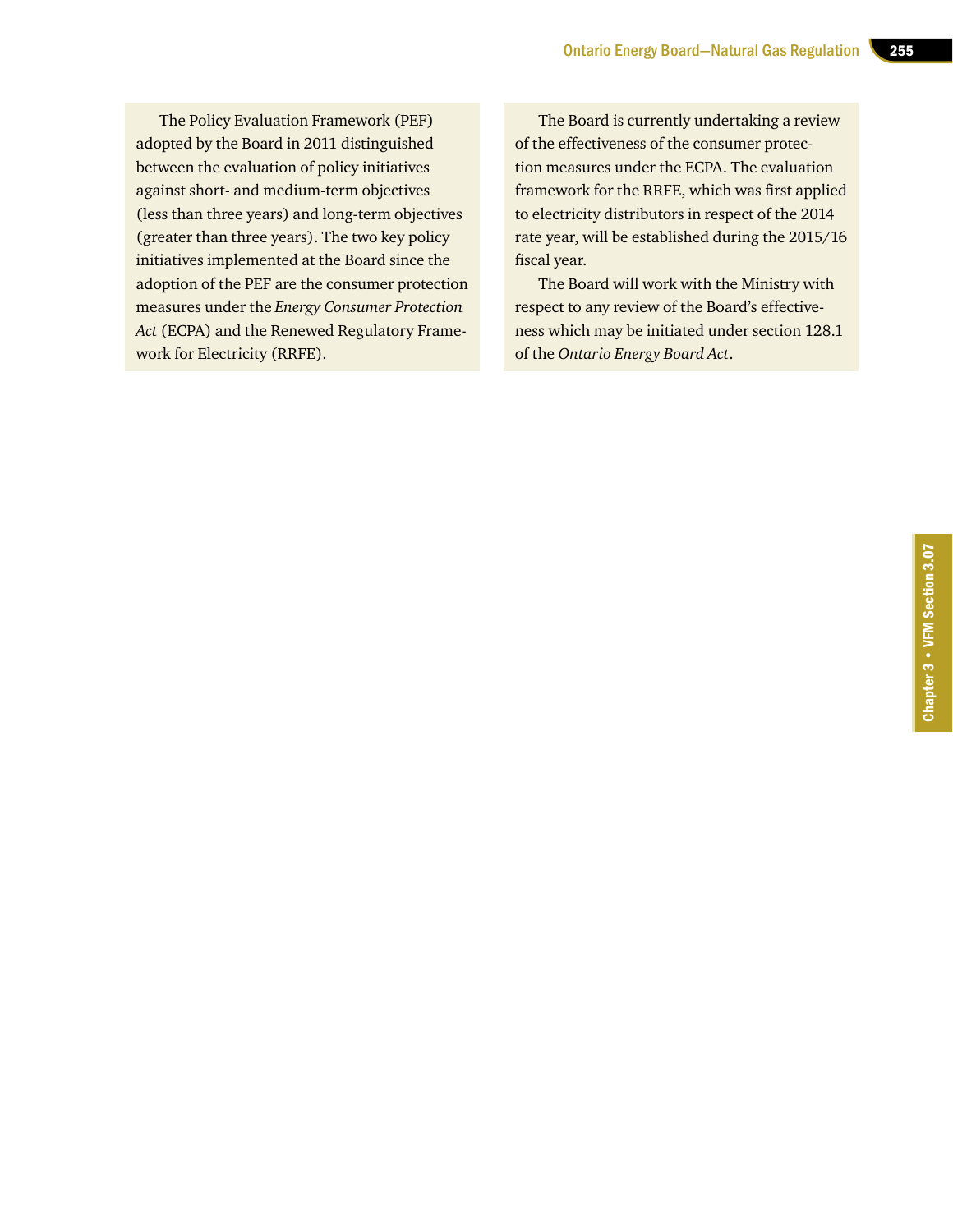The Policy Evaluation Framework (PEF) adopted by the Board in 2011 distinguished between the evaluation of policy initiatives against short- and medium-term objectives (less than three years) and long-term objectives (greater than three years). The two key policy initiatives implemented at the Board since the adoption of the PEF are the consumer protection measures under the *Energy Consumer Protection Act* (ECPA) and the Renewed Regulatory Framework for Electricity (RRFE).

The Board is currently undertaking a review of the effectiveness of the consumer protection measures under the ECPA. The evaluation framework for the RRFE, which was first applied to electricity distributors in respect of the 2014 rate year, will be established during the 2015/16 fiscal year.

The Board will work with the Ministry with respect to any review of the Board's effectiveness which may be initiated under section 128.1 of the *Ontario Energy Board Act*.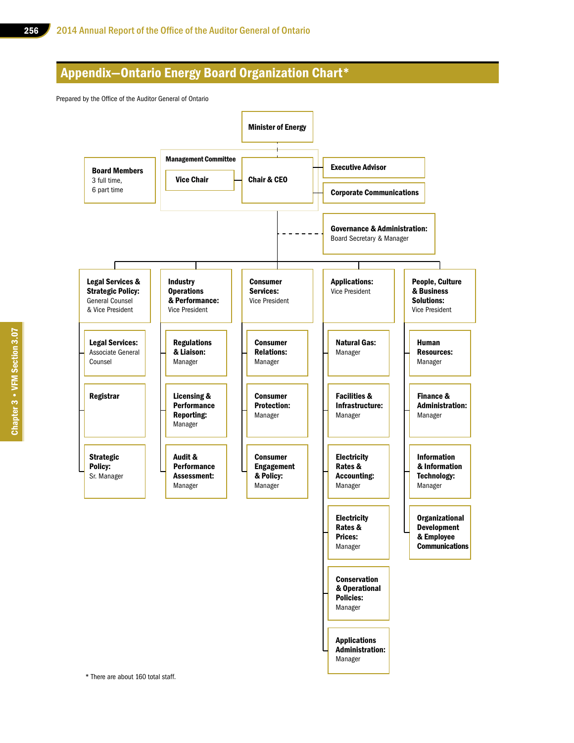## Appendix—Ontario Energy Board Organization Chart*

Prepared by the Office of the Auditor General of Ontario

- **Minister of Energy**
  - **Management Committee**
    - **Chair & CEO**
    - **Vice Chair**
  - **Board Members** — 3 full time, 6 part time
  - **Executive Advisor**
  - **Corporate Communications**
  - **Governance & Administration:** Board Secretary & Manager

- **Legal Services & Strategic Policy:** General Counsel & Vice President
  - **Legal Services:** Associate General Counsel
  - **Registrar**
  - **Strategic Policy:** Sr. Manager

- **Industry Operations & Performance:** Vice President
  - **Regulations & Liaison:** Manager
  - **Licensing & Performance Reporting:** Manager
  - **Audit & Performance Assessment:** Manager

- **Consumer Services:** Vice President
  - **Consumer Relations:** Manager
  - **Consumer Protection:** Manager
  - **Consumer Engagement & Policy:** Manager

- **Applications:** Vice President
  - **Natural Gas:** Manager
  - **Facilities & Infrastructure:** Manager
  - **Electricity Rates & Accounting:** Manager
  - **Electricity Rates & Prices:** Manager
  - **Conservation & Operational Policies:** Manager
  - **Applications Administration:** Manager

- **People, Culture & Business Solutions:** Vice President
  - **Human Resources:** Manager
  - **Finance & Administration:** Manager
  - **Information & Information Technology:** Manager
  - **Organizational Development & Employee Communications**

\* There are about 160 total staff.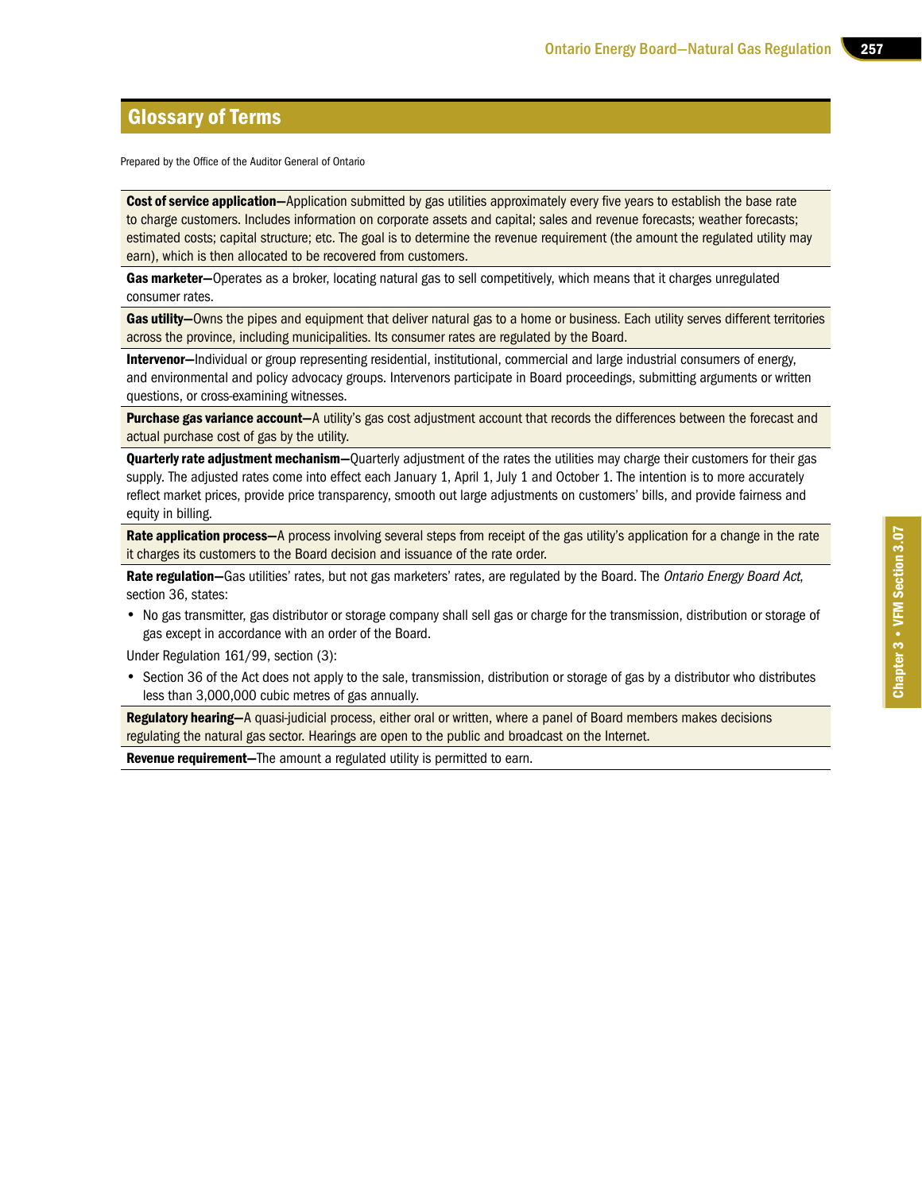## Glossary of Terms

Prepared by the Office of the Auditor General of Ontario

**Cost of service application—**Application submitted by gas utilities approximately every five years to establish the base rate to charge customers. Includes information on corporate assets and capital; sales and revenue forecasts; weather forecasts; estimated costs; capital structure; etc. The goal is to determine the revenue requirement (the amount the regulated utility may earn), which is then allocated to be recovered from customers.

**Gas marketer—**Operates as a broker, locating natural gas to sell competitively, which means that it charges unregulated consumer rates.

**Gas utility—**Owns the pipes and equipment that deliver natural gas to a home or business. Each utility serves different territories across the province, including municipalities. Its consumer rates are regulated by the Board.

**Intervenor—**Individual or group representing residential, institutional, commercial and large industrial consumers of energy, and environmental and policy advocacy groups. Intervenors participate in Board proceedings, submitting arguments or written questions, or cross-examining witnesses.

**Purchase gas variance account—**A utility's gas cost adjustment account that records the differences between the forecast and actual purchase cost of gas by the utility.

**Quarterly rate adjustment mechanism—**Quarterly adjustment of the rates the utilities may charge their customers for their gas supply. The adjusted rates come into effect each January 1, April 1, July 1 and October 1. The intention is to more accurately reflect market prices, provide price transparency, smooth out large adjustments on customers' bills, and provide fairness and equity in billing.

**Rate application process—**A process involving several steps from receipt of the gas utility's application for a change in the rate it charges its customers to the Board decision and issuance of the rate order.

**Rate regulation—**Gas utilities' rates, but not gas marketers' rates, are regulated by the Board. The *Ontario Energy Board Act*, section 36, states:

- No gas transmitter, gas distributor or storage company shall sell gas or charge for the transmission, distribution or storage of gas except in accordance with an order of the Board.

Under Regulation 161/99, section (3):

- Section 36 of the Act does not apply to the sale, transmission, distribution or storage of gas by a distributor who distributes less than 3,000,000 cubic metres of gas annually.

**Regulatory hearing—**A quasi-judicial process, either oral or written, where a panel of Board members makes decisions regulating the natural gas sector. Hearings are open to the public and broadcast on the Internet.

**Revenue requirement—**The amount a regulated utility is permitted to earn.